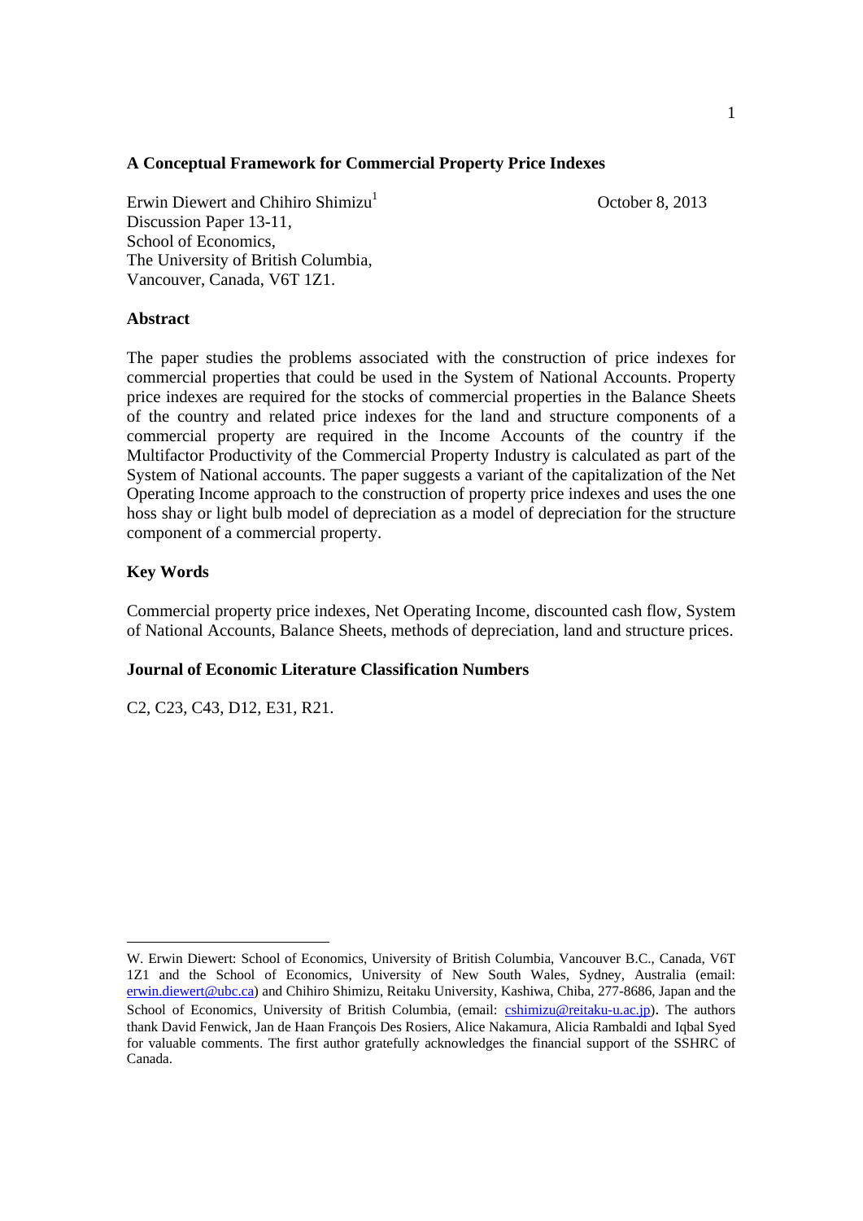# A Conceptual Framework for Commercial Property Price Indexes

Erwin Diewert and Chihiro Shimizu[1]

October 8, 2013

Discussion Paper 13-11,
School of Economics,
The University of British Columbia,
Vancouver, Canada, V6T 1Z1.

## Abstract

The paper studies the problems associated with the construction of price indexes for commercial properties that could be used in the System of National Accounts. Property price indexes are required for the stocks of commercial properties in the Balance Sheets of the country and related price indexes for the land and structure components of a commercial property are required in the Income Accounts of the country if the Multifactor Productivity of the Commercial Property Industry is calculated as part of the System of National accounts. The paper suggests a variant of the capitalization of the Net Operating Income approach to the construction of property price indexes and uses the one hoss shay or light bulb model of depreciation as a model of depreciation for the structure component of a commercial property.

## Key Words

Commercial property price indexes, Net Operating Income, discounted cash flow, System of National Accounts, Balance Sheets, methods of depreciation, land and structure prices.

## Journal of Economic Literature Classification Numbers

C2, C23, C43, D12, E31, R21.

---

[1] W. Erwin Diewert: School of Economics, University of British Columbia, Vancouver B.C., Canada, V6T 1Z1 and the School of Economics, University of New South Wales, Sydney, Australia (email: erwin.diewert@ubc.ca) and Chihiro Shimizu, Reitaku University, Kashiwa, Chiba, 277-8686, Japan and the School of Economics, University of British Columbia, (email: cshimizu@reitaku-u.ac.jp). The authors thank David Fenwick, Jan de Haan François Des Rosiers, Alice Nakamura, Alicia Rambaldi and Iqbal Syed for valuable comments. The first author gratefully acknowledges the financial support of the SSHRC of Canada.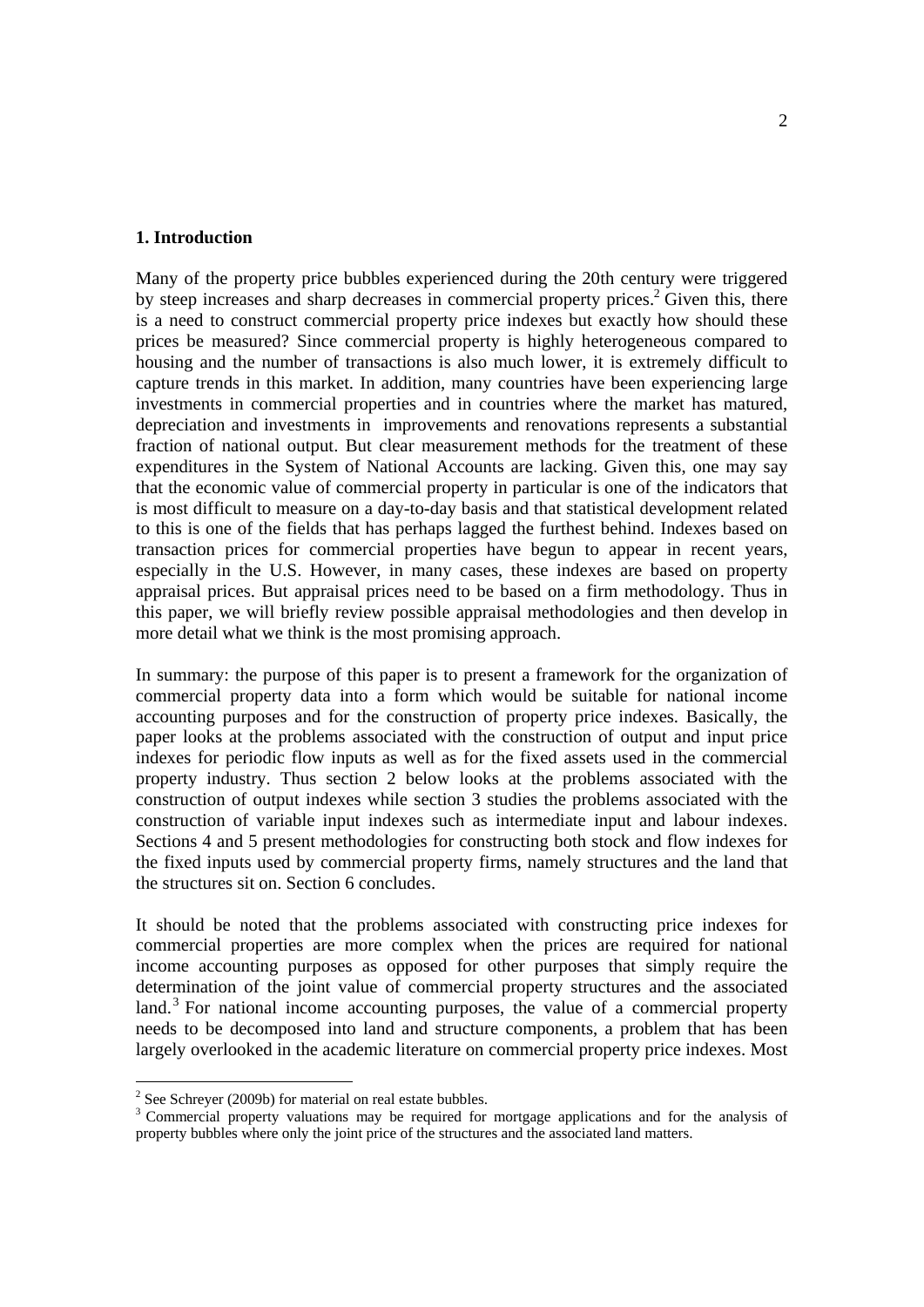## 1. Introduction

Many of the property price bubbles experienced during the 20th century were triggered by steep increases and sharp decreases in commercial property prices.[2] Given this, there is a need to construct commercial property price indexes but exactly how should these prices be measured? Since commercial property is highly heterogeneous compared to housing and the number of transactions is also much lower, it is extremely difficult to capture trends in this market. In addition, many countries have been experiencing large investments in commercial properties and in countries where the market has matured, depreciation and investments in improvements and renovations represents a substantial fraction of national output. But clear measurement methods for the treatment of these expenditures in the System of National Accounts are lacking. Given this, one may say that the economic value of commercial property in particular is one of the indicators that is most difficult to measure on a day-to-day basis and that statistical development related to this is one of the fields that has perhaps lagged the furthest behind. Indexes based on transaction prices for commercial properties have begun to appear in recent years, especially in the U.S. However, in many cases, these indexes are based on property appraisal prices. But appraisal prices need to be based on a firm methodology. Thus in this paper, we will briefly review possible appraisal methodologies and then develop in more detail what we think is the most promising approach.

In summary: the purpose of this paper is to present a framework for the organization of commercial property data into a form which would be suitable for national income accounting purposes and for the construction of property price indexes. Basically, the paper looks at the problems associated with the construction of output and input price indexes for periodic flow inputs as well as for the fixed assets used in the commercial property industry. Thus section 2 below looks at the problems associated with the construction of output indexes while section 3 studies the problems associated with the construction of variable input indexes such as intermediate input and labour indexes. Sections 4 and 5 present methodologies for constructing both stock and flow indexes for the fixed inputs used by commercial property firms, namely structures and the land that the structures sit on. Section 6 concludes.

It should be noted that the problems associated with constructing price indexes for commercial properties are more complex when the prices are required for national income accounting purposes as opposed for other purposes that simply require the determination of the joint value of commercial property structures and the associated land.[3] For national income accounting purposes, the value of a commercial property needs to be decomposed into land and structure components, a problem that has been largely overlooked in the academic literature on commercial property price indexes. Most

---

[2] See Schreyer (2009b) for material on real estate bubbles.

[3] Commercial property valuations may be required for mortgage applications and for the analysis of property bubbles where only the joint price of the structures and the associated land matters.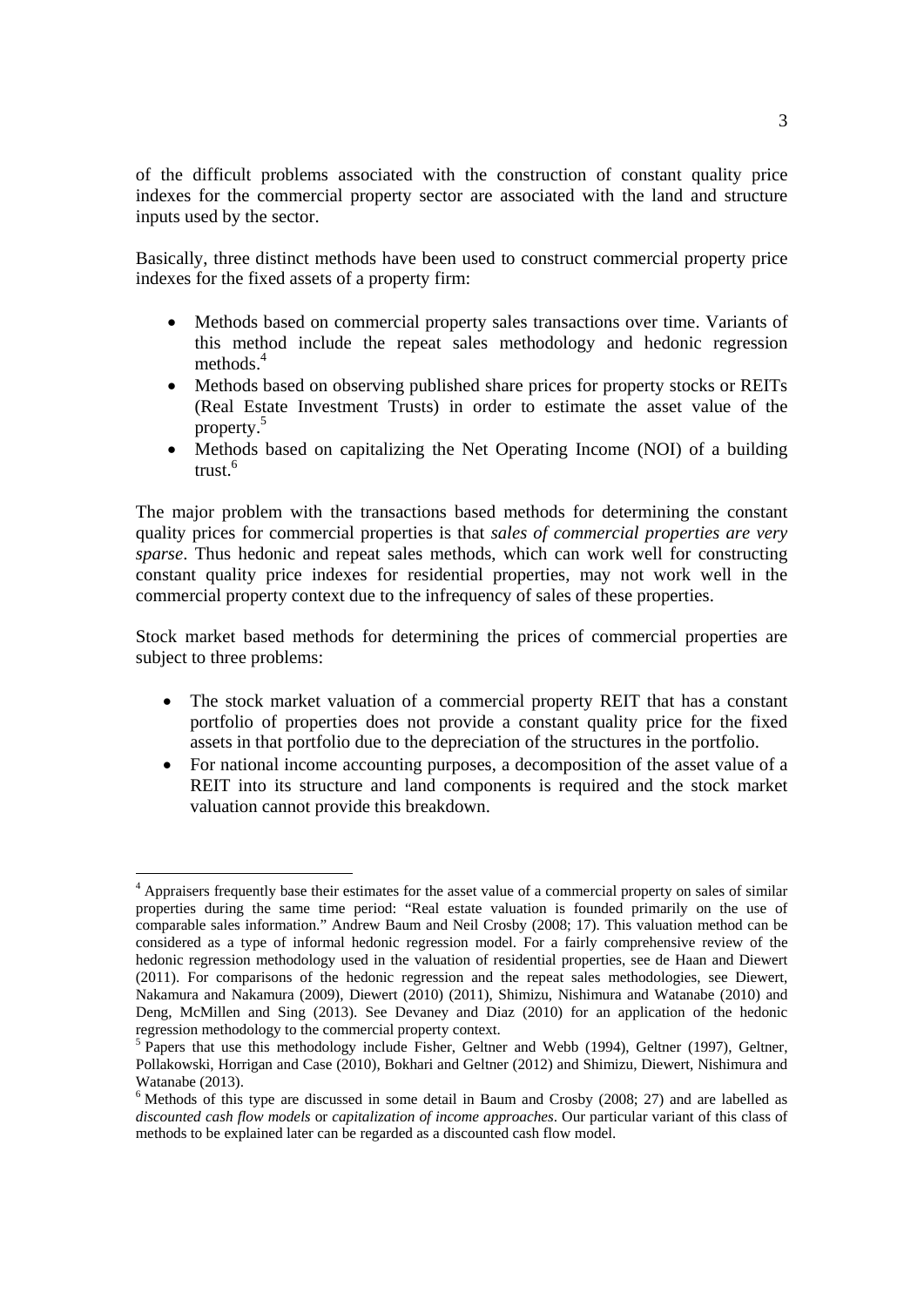of the difficult problems associated with the construction of constant quality price indexes for the commercial property sector are associated with the land and structure inputs used by the sector.

Basically, three distinct methods have been used to construct commercial property price indexes for the fixed assets of a property firm:

- Methods based on commercial property sales transactions over time. Variants of this method include the repeat sales methodology and hedonic regression methods.[4]
- Methods based on observing published share prices for property stocks or REITs (Real Estate Investment Trusts) in order to estimate the asset value of the property.[5]
- Methods based on capitalizing the Net Operating Income (NOI) of a building trust.[6]

The major problem with the transactions based methods for determining the constant quality prices for commercial properties is that *sales of commercial properties are very sparse*. Thus hedonic and repeat sales methods, which can work well for constructing constant quality price indexes for residential properties, may not work well in the commercial property context due to the infrequency of sales of these properties.

Stock market based methods for determining the prices of commercial properties are subject to three problems:

- The stock market valuation of a commercial property REIT that has a constant portfolio of properties does not provide a constant quality price for the fixed assets in that portfolio due to the depreciation of the structures in the portfolio.
- For national income accounting purposes, a decomposition of the asset value of a REIT into its structure and land components is required and the stock market valuation cannot provide this breakdown.

---

[4] Appraisers frequently base their estimates for the asset value of a commercial property on sales of similar properties during the same time period: "Real estate valuation is founded primarily on the use of comparable sales information." Andrew Baum and Neil Crosby (2008; 17). This valuation method can be considered as a type of informal hedonic regression model. For a fairly comprehensive review of the hedonic regression methodology used in the valuation of residential properties, see de Haan and Diewert (2011). For comparisons of the hedonic regression and the repeat sales methodologies, see Diewert, Nakamura and Nakamura (2009), Diewert (2010) (2011), Shimizu, Nishimura and Watanabe (2010) and Deng, McMillen and Sing (2013). See Devaney and Diaz (2010) for an application of the hedonic regression methodology to the commercial property context.

[5] Papers that use this methodology include Fisher, Geltner and Webb (1994), Geltner (1997), Geltner, Pollakowski, Horrigan and Case (2010), Bokhari and Geltner (2012) and Shimizu, Diewert, Nishimura and Watanabe (2013).

[6] Methods of this type are discussed in some detail in Baum and Crosby (2008; 27) and are labelled as *discounted cash flow models* or *capitalization of income approaches*. Our particular variant of this class of methods to be explained later can be regarded as a discounted cash flow model.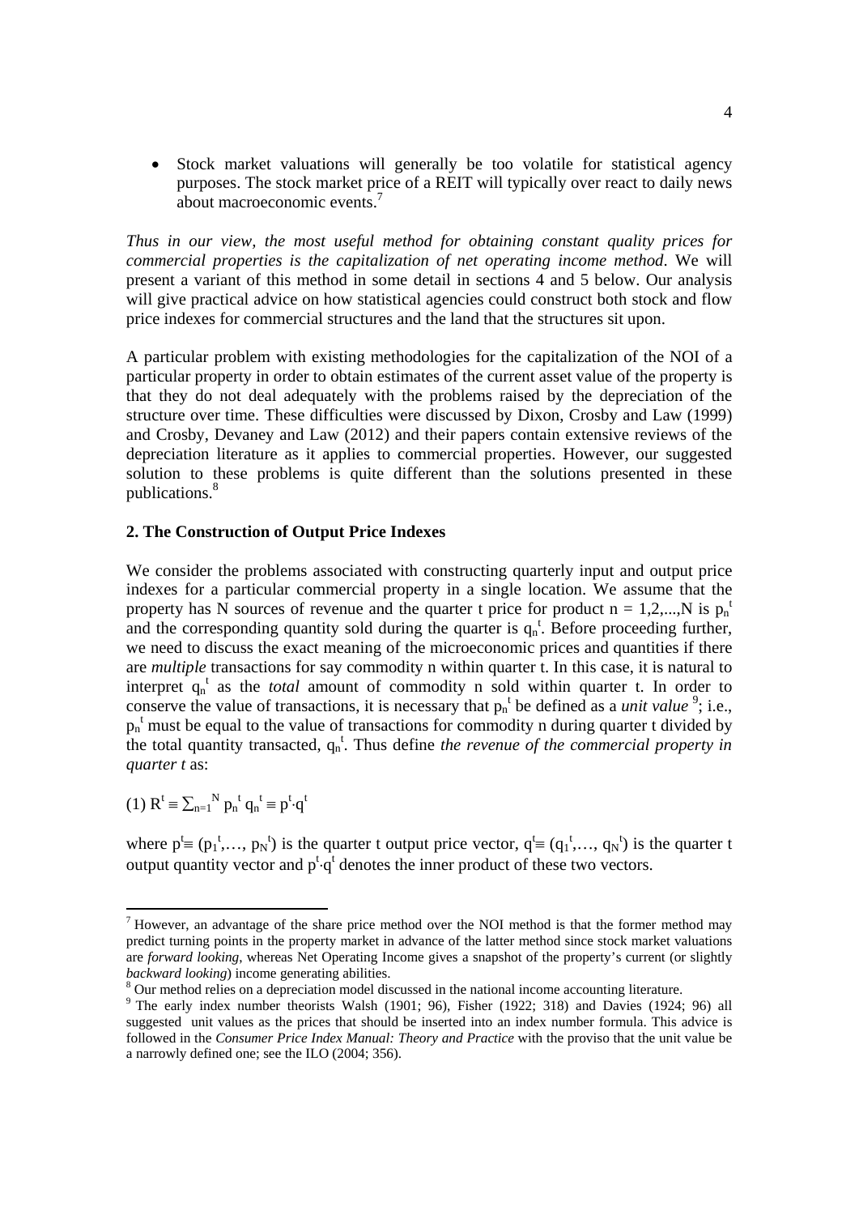- Stock market valuations will generally be too volatile for statistical agency purposes. The stock market price of a REIT will typically over react to daily news about macroeconomic events.[7]

*Thus in our view, the most useful method for obtaining constant quality prices for commercial properties is the capitalization of net operating income method*. We will present a variant of this method in some detail in sections 4 and 5 below. Our analysis will give practical advice on how statistical agencies could construct both stock and flow price indexes for commercial structures and the land that the structures sit upon.

A particular problem with existing methodologies for the capitalization of the NOI of a particular property in order to obtain estimates of the current asset value of the property is that they do not deal adequately with the problems raised by the depreciation of the structure over time. These difficulties were discussed by Dixon, Crosby and Law (1999) and Crosby, Devaney and Law (2012) and their papers contain extensive reviews of the depreciation literature as it applies to commercial properties. However, our suggested solution to these problems is quite different than the solutions presented in these publications.[8]

## 2. The Construction of Output Price Indexes

We consider the problems associated with constructing quarterly input and output price indexes for a particular commercial property in a single location. We assume that the property has N sources of revenue and the quarter t price for product $n = 1,2,...,N$ is $p_n^t$ and the corresponding quantity sold during the quarter is $q_n^t$. Before proceeding further, we need to discuss the exact meaning of the microeconomic prices and quantities if there are *multiple* transactions for say commodity n within quarter t. In this case, it is natural to interpret $q_n^t$ as the *total* amount of commodity n sold within quarter t. In order to conserve the value of transactions, it is necessary that $p_n^t$ be defined as a *unit value* [9]; i.e., $p_n^t$ must be equal to the value of transactions for commodity n during quarter t divided by the total quantity transacted, $q_n^t$. Thus define *the revenue of the commercial property in quarter t* as:

$$(1)\quad R^t \equiv \sum_{n=1}^{N} p_n^t q_n^t \equiv p^t \cdot q^t$$

where $p^t \equiv (p_1^t,\ldots, p_N^t)$ is the quarter t output price vector, $q^t \equiv (q_1^t,\ldots, q_N^t)$ is the quarter t output quantity vector and $p^t \cdot q^t$ denotes the inner product of these two vectors.

---

[7] However, an advantage of the share price method over the NOI method is that the former method may predict turning points in the property market in advance of the latter method since stock market valuations are *forward looking*, whereas Net Operating Income gives a snapshot of the property's current (or slightly *backward looking*) income generating abilities.

[8] Our method relies on a depreciation model discussed in the national income accounting literature.

[9] The early index number theorists Walsh (1901; 96), Fisher (1922; 318) and Davies (1924; 96) all suggested unit values as the prices that should be inserted into an index number formula. This advice is followed in the *Consumer Price Index Manual: Theory and Practice* with the proviso that the unit value be a narrowly defined one; see the ILO (2004; 356).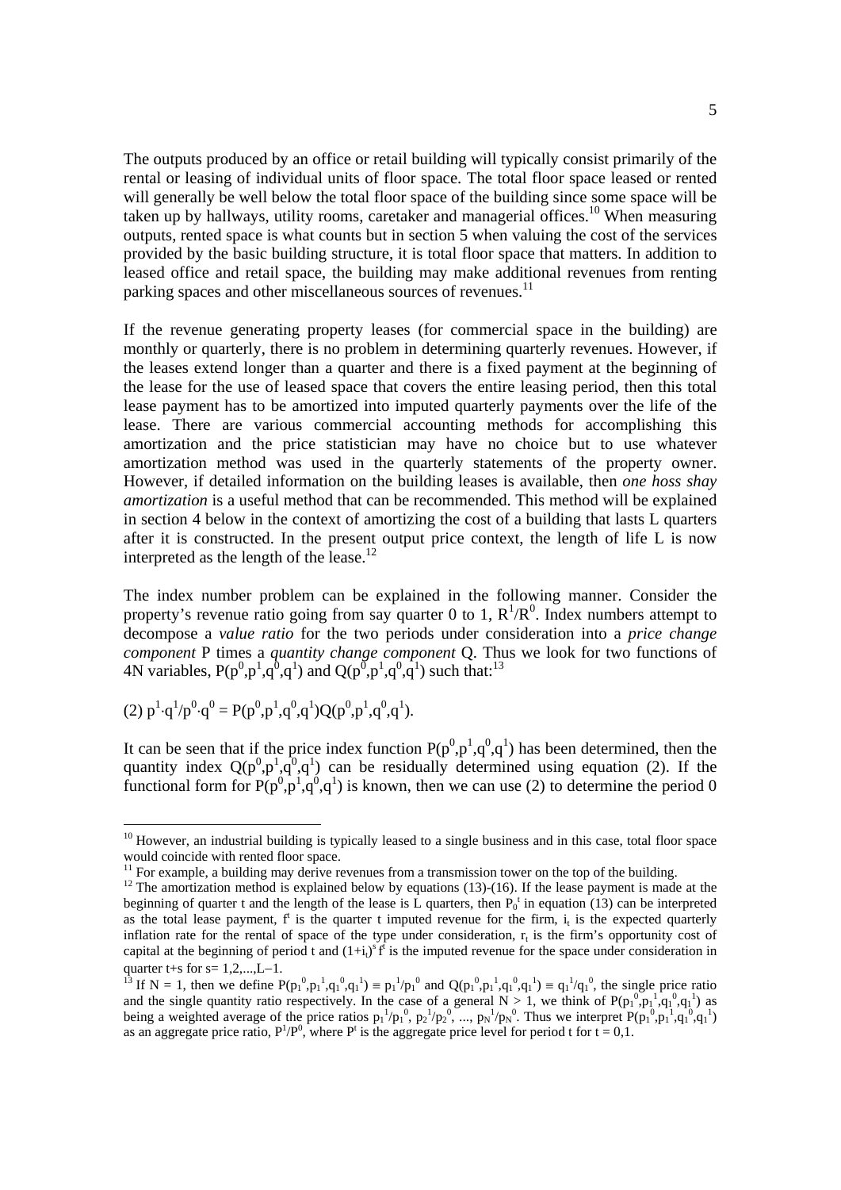The outputs produced by an office or retail building will typically consist primarily of the rental or leasing of individual units of floor space. The total floor space leased or rented will generally be well below the total floor space of the building since some space will be taken up by hallways, utility rooms, caretaker and managerial offices.[10] When measuring outputs, rented space is what counts but in section 5 when valuing the cost of the services provided by the basic building structure, it is total floor space that matters. In addition to leased office and retail space, the building may make additional revenues from renting parking spaces and other miscellaneous sources of revenues.[11]

If the revenue generating property leases (for commercial space in the building) are monthly or quarterly, there is no problem in determining quarterly revenues. However, if the leases extend longer than a quarter and there is a fixed payment at the beginning of the lease for the use of leased space that covers the entire leasing period, then this total lease payment has to be amortized into imputed quarterly payments over the life of the lease. There are various commercial accounting methods for accomplishing this amortization and the price statistician may have no choice but to use whatever amortization method was used in the quarterly statements of the property owner. However, if detailed information on the building leases is available, then *one hoss shay amortization* is a useful method that can be recommended. This method will be explained in section 4 below in the context of amortizing the cost of a building that lasts L quarters after it is constructed. In the present output price context, the length of life L is now interpreted as the length of the lease.[12]

The index number problem can be explained in the following manner. Consider the property's revenue ratio going from say quarter 0 to 1, $R^1/R^0$. Index numbers attempt to decompose a *value ratio* for the two periods under consideration into a *price change component* P times a *quantity change component* Q. Thus we look for two functions of 4N variables, $P(p^0,p^1,q^0,q^1)$ and $Q(p^0,p^1,q^0,q^1)$ such that:[13]

$$(2)\ p^1\cdot q^1/p^0\cdot q^0 = P(p^0,p^1,q^0,q^1)Q(p^0,p^1,q^0,q^1).$$

It can be seen that if the price index function $P(p^0,p^1,q^0,q^1)$ has been determined, then the quantity index $Q(p^0,p^1,q^0,q^1)$ can be residually determined using equation (2). If the functional form for $P(p^0,p^1,q^0,q^1)$ is known, then we can use (2) to determine the period 0

---

[10] However, an industrial building is typically leased to a single business and in this case, total floor space would coincide with rented floor space.

[11] For example, a building may derive revenues from a transmission tower on the top of the building.

[12] The amortization method is explained below by equations (13)-(16). If the lease payment is made at the beginning of quarter t and the length of the lease is L quarters, then $P_0^t$ in equation (13) can be interpreted as the total lease payment, $f^t$ is the quarter t imputed revenue for the firm, $i_t$ is the expected quarterly inflation rate for the rental of space of the type under consideration, $r_t$ is the firm's opportunity cost of capital at the beginning of period t and $(1+i_t)^s f^t$ is the imputed revenue for the space under consideration in quarter t+s for s= 1,2,...,L−1.

[13] If N = 1, then we define $P(p_1^0,p_1^1,q_1^0,q_1^1) \equiv p_1^1/p_1^0$ and $Q(p_1^0,p_1^1,q_1^0,q_1^1) \equiv q_1^1/q_1^0$, the single price ratio and the single quantity ratio respectively. In the case of a general N > 1, we think of $P(p_1^0,p_1^1,q_1^0,q_1^1)$ as being a weighted average of the price ratios $p_1^1/p_1^0$, $p_2^1/p_2^0$, ..., $p_N^1/p_N^0$. Thus we interpret $P(p_1^0,p_1^1,q_1^0,q_1^1)$ as an aggregate price ratio, $P^1/P^0$, where $P^t$ is the aggregate price level for period t for t = 0,1.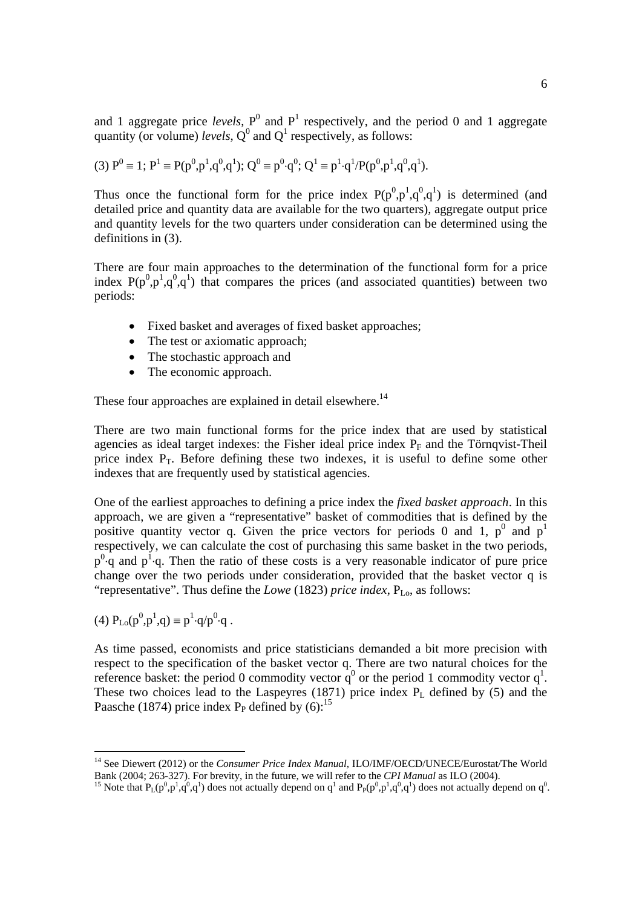and 1 aggregate price *levels*, $P^0$ and $P^1$ respectively, and the period 0 and 1 aggregate quantity (or volume) *levels*, $Q^0$ and $Q^1$ respectively, as follows:

$$(3)\ P^0 \equiv 1;\ P^1 \equiv P(p^0,p^1,q^0,q^1);\ Q^0 \equiv p^0 \cdot q^0;\ Q^1 \equiv p^1 \cdot q^1/P(p^0,p^1,q^0,q^1).$$

Thus once the functional form for the price index $P(p^0,p^1,q^0,q^1)$ is determined (and detailed price and quantity data are available for the two quarters), aggregate output price and quantity levels for the two quarters under consideration can be determined using the definitions in (3).

There are four main approaches to the determination of the functional form for a price index $P(p^0,p^1,q^0,q^1)$ that compares the prices (and associated quantities) between two periods:

- Fixed basket and averages of fixed basket approaches;
- The test or axiomatic approach;
- The stochastic approach and
- The economic approach.

These four approaches are explained in detail elsewhere.[14]

There are two main functional forms for the price index that are used by statistical agencies as ideal target indexes: the Fisher ideal price index $P_F$ and the Törnqvist-Theil price index $P_T$. Before defining these two indexes, it is useful to define some other indexes that are frequently used by statistical agencies.

One of the earliest approaches to defining a price index the *fixed basket approach*. In this approach, we are given a "representative" basket of commodities that is defined by the positive quantity vector q. Given the price vectors for periods 0 and 1, $p^0$ and $p^1$ respectively, we can calculate the cost of purchasing this same basket in the two periods, $p^0 \cdot q$ and $p^1 \cdot q$. Then the ratio of these costs is a very reasonable indicator of pure price change over the two periods under consideration, provided that the basket vector q is "representative". Thus define the *Lowe* (1823) *price index*, $P_{Lo}$, as follows:

$$(4)\ P_{Lo}(p^0,p^1,q) \equiv p^1 \cdot q/p^0 \cdot q\ .$$

As time passed, economists and price statisticians demanded a bit more precision with respect to the specification of the basket vector q. There are two natural choices for the reference basket: the period 0 commodity vector $q^0$ or the period 1 commodity vector $q^1$. These two choices lead to the Laspeyres (1871) price index $P_L$ defined by (5) and the Paasche (1874) price index $P_P$ defined by (6):[15]

---

[14] See Diewert (2012) or the *Consumer Price Index Manual*, ILO/IMF/OECD/UNECE/Eurostat/The World Bank (2004; 263-327). For brevity, in the future, we will refer to the *CPI Manual* as ILO (2004).

[15] Note that $P_L(p^0,p^1,q^0,q^1)$ does not actually depend on $q^1$ and $P_P(p^0,p^1,q^0,q^1)$ does not actually depend on $q^0$.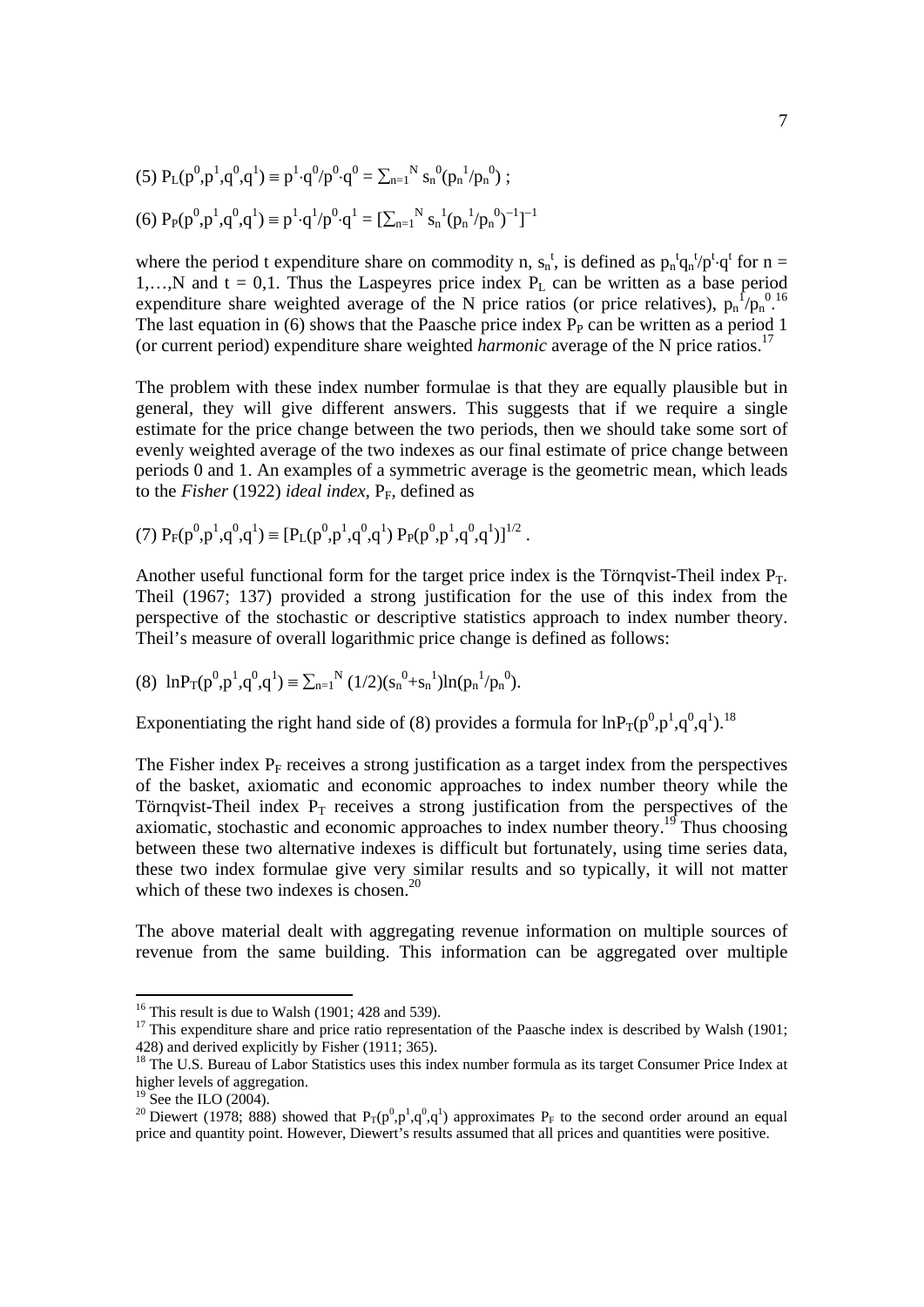$$(5)\ P_L(p^0,p^1,q^0,q^1) \equiv p^1\cdot q^0/p^0\cdot q^0 = \sum_{n=1}^{N} s_n^{\,0}(p_n^{\,1}/p_n^{\,0})\ ;$$

$$(6)\ P_P(p^0,p^1,q^0,q^1) \equiv p^1\cdot q^1/p^0\cdot q^1 = [\sum_{n=1}^{N} s_n^{\,1}(p_n^{\,1}/p_n^{\,0})^{-1}]^{-1}$$

where the period t expenditure share on commodity n, $s_n^{\,t}$, is defined as $p_n^{\,t}q_n^{\,t}/p^t\cdot q^t$ for n = 1,…,N and t = 0,1. Thus the Laspeyres price index $P_L$ can be written as a base period expenditure share weighted average of the N price ratios (or price relatives), $p_n^{\,1}/p_n^{\,0}$.[16] The last equation in (6) shows that the Paasche price index $P_P$ can be written as a period 1 (or current period) expenditure share weighted *harmonic* average of the N price ratios.[17]

The problem with these index number formulae is that they are equally plausible but in general, they will give different answers. This suggests that if we require a single estimate for the price change between the two periods, then we should take some sort of evenly weighted average of the two indexes as our final estimate of price change between periods 0 and 1. An examples of a symmetric average is the geometric mean, which leads to the *Fisher* (1922) *ideal index*, $P_F$, defined as

$$(7)\ P_F(p^0,p^1,q^0,q^1) \equiv [P_L(p^0,p^1,q^0,q^1)\ P_P(p^0,p^1,q^0,q^1)]^{1/2}\ .$$

Another useful functional form for the target price index is the Törnqvist-Theil index $P_T$. Theil (1967; 137) provided a strong justification for the use of this index from the perspective of the stochastic or descriptive statistics approach to index number theory. Theil's measure of overall logarithmic price change is defined as follows:

$$(8)\ \ \ln P_T(p^0,p^1,q^0,q^1) \equiv \sum_{n=1}^{N} (1/2)(s_n^{\,0}+s_n^{\,1})\ln(p_n^{\,1}/p_n^{\,0}).$$

Exponentiating the right hand side of (8) provides a formula for $\ln P_T(p^0,p^1,q^0,q^1)$.[18]

The Fisher index $P_F$ receives a strong justification as a target index from the perspectives of the basket, axiomatic and economic approaches to index number theory while the Törnqvist-Theil index $P_T$ receives a strong justification from the perspectives of the axiomatic, stochastic and economic approaches to index number theory.[19] Thus choosing between these two alternative indexes is difficult but fortunately, using time series data, these two index formulae give very similar results and so typically, it will not matter which of these two indexes is chosen.[20]

The above material dealt with aggregating revenue information on multiple sources of revenue from the same building. This information can be aggregated over multiple

---

[16] This result is due to Walsh (1901; 428 and 539).

[17] This expenditure share and price ratio representation of the Paasche index is described by Walsh (1901; 428) and derived explicitly by Fisher (1911; 365).

[18] The U.S. Bureau of Labor Statistics uses this index number formula as its target Consumer Price Index at higher levels of aggregation.

[19] See the ILO (2004).

[20] Diewert (1978; 888) showed that $P_T(p^0,p^1,q^0,q^1)$ approximates $P_F$ to the second order around an equal price and quantity point. However, Diewert's results assumed that all prices and quantities were positive.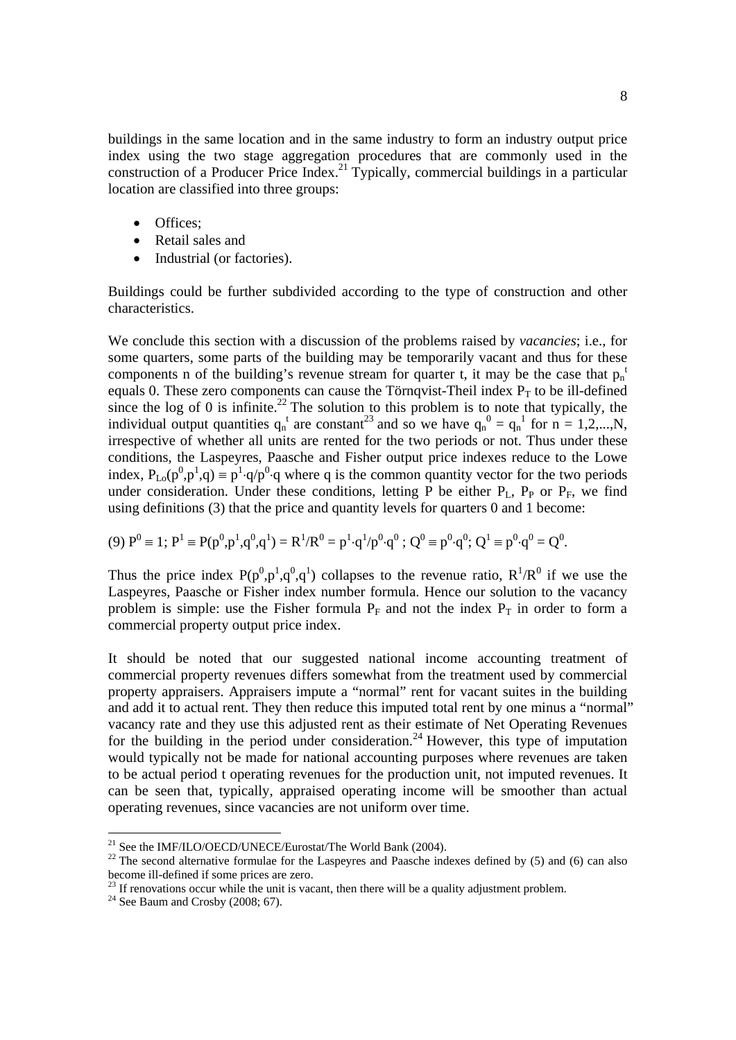buildings in the same location and in the same industry to form an industry output price index using the two stage aggregation procedures that are commonly used in the construction of a Producer Price Index.[21] Typically, commercial buildings in a particular location are classified into three groups:

- Offices;
- Retail sales and
- Industrial (or factories).

Buildings could be further subdivided according to the type of construction and other characteristics.

We conclude this section with a discussion of the problems raised by *vacancies*; i.e., for some quarters, some parts of the building may be temporarily vacant and thus for these components n of the building's revenue stream for quarter t, it may be the case that $p_n^t$ equals 0. These zero components can cause the Törnqvist-Theil index $P_T$ to be ill-defined since the log of 0 is infinite.[22] The solution to this problem is to note that typically, the individual output quantities $q_n^t$ are constant[23] and so we have $q_n^0 = q_n^1$ for $n = 1,2,...,N$, irrespective of whether all units are rented for the two periods or not. Thus under these conditions, the Laspeyres, Paasche and Fisher output price indexes reduce to the Lowe index, $P_{Lo}(p^0,p^1,q) \equiv p^1 \cdot q/p^0 \cdot q$ where q is the common quantity vector for the two periods under consideration. Under these conditions, letting P be either $P_L$, $P_P$ or $P_F$, we find using definitions (3) that the price and quantity levels for quarters 0 and 1 become:

$$(9)\ P^0 \equiv 1;\ P^1 \equiv P(p^0,p^1,q^0,q^1) = R^1/R^0 = p^1 \cdot q^1/p^0 \cdot q^0\ ;\ Q^0 \equiv p^0 \cdot q^0;\ Q^1 \equiv p^0 \cdot q^0 = Q^0.$$

Thus the price index $P(p^0,p^1,q^0,q^1)$ collapses to the revenue ratio, $R^1/R^0$ if we use the Laspeyres, Paasche or Fisher index number formula. Hence our solution to the vacancy problem is simple: use the Fisher formula $P_F$ and not the index $P_T$ in order to form a commercial property output price index.

It should be noted that our suggested national income accounting treatment of commercial property revenues differs somewhat from the treatment used by commercial property appraisers. Appraisers impute a "normal" rent for vacant suites in the building and add it to actual rent. They then reduce this imputed total rent by one minus a "normal" vacancy rate and they use this adjusted rent as their estimate of Net Operating Revenues for the building in the period under consideration.[24] However, this type of imputation would typically not be made for national accounting purposes where revenues are taken to be actual period t operating revenues for the production unit, not imputed revenues. It can be seen that, typically, appraised operating income will be smoother than actual operating revenues, since vacancies are not uniform over time.

---

[21] See the IMF/ILO/OECD/UNECE/Eurostat/The World Bank (2004).

[22] The second alternative formulae for the Laspeyres and Paasche indexes defined by (5) and (6) can also become ill-defined if some prices are zero.

[23] If renovations occur while the unit is vacant, then there will be a quality adjustment problem.

[24] See Baum and Crosby (2008; 67).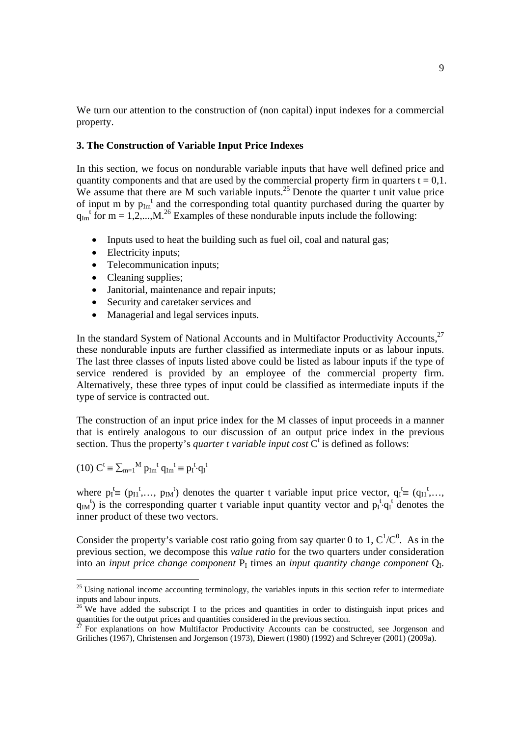We turn our attention to the construction of (non capital) input indexes for a commercial property.

### 3. The Construction of Variable Input Price Indexes

In this section, we focus on nondurable variable inputs that have well defined price and quantity components and that are used by the commercial property firm in quarters $t = 0,1$. We assume that there are M such variable inputs.[25] Denote the quarter t unit value price of input m by $p_{Im}^t$ and the corresponding total quantity purchased during the quarter by $q_{Im}^t$ for $m = 1,2,...,M$.[26] Examples of these nondurable inputs include the following:

- Inputs used to heat the building such as fuel oil, coal and natural gas;
- Electricity inputs;
- Telecommunication inputs;
- Cleaning supplies;
- Janitorial, maintenance and repair inputs;
- Security and caretaker services and
- Managerial and legal services inputs.

In the standard System of National Accounts and in Multifactor Productivity Accounts,[27] these nondurable inputs are further classified as intermediate inputs or as labour inputs. The last three classes of inputs listed above could be listed as labour inputs if the type of service rendered is provided by an employee of the commercial property firm. Alternatively, these three types of input could be classified as intermediate inputs if the type of service is contracted out.

The construction of an input price index for the M classes of input proceeds in a manner that is entirely analogous to our discussion of an output price index in the previous section. Thus the property's *quarter t variable input cost* $C^t$ is defined as follows:

$$(10)\ C^t \equiv \sum_{m=1}^{M} p_{Im}^t\, q_{Im}^t \equiv p_I^t \cdot q_I^t$$

where $p_I^t \equiv (p_{I1}^t,\ldots, p_{IM}^t)$ denotes the quarter t variable input price vector, $q_I^t \equiv (q_{I1}^t,\ldots, q_{IM}^t)$ is the corresponding quarter t variable input quantity vector and $p_I^t \cdot q_I^t$ denotes the inner product of these two vectors.

Consider the property's variable cost ratio going from say quarter 0 to 1, $C^1/C^0$. As in the previous section, we decompose this *value ratio* for the two quarters under consideration into an *input price change component* $P_I$ times an *input quantity change component* $Q_I$.

---

[25] Using national income accounting terminology, the variables inputs in this section refer to intermediate inputs and labour inputs.

[26] We have added the subscript I to the prices and quantities in order to distinguish input prices and quantities for the output prices and quantities considered in the previous section.

[27] For explanations on how Multifactor Productivity Accounts can be constructed, see Jorgenson and Griliches (1967), Christensen and Jorgenson (1973), Diewert (1980) (1992) and Schreyer (2001) (2009a).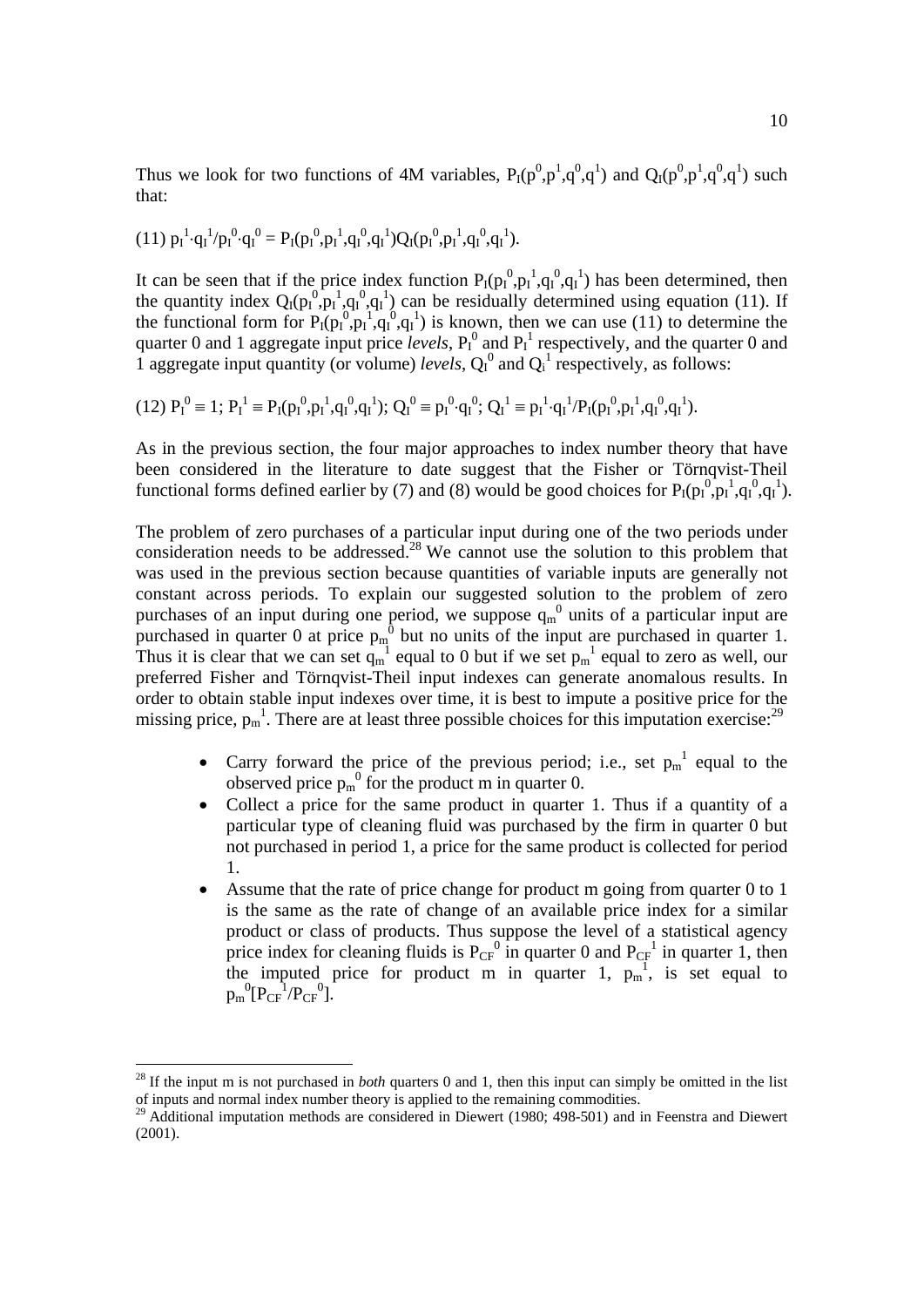Thus we look for two functions of 4M variables, $P_I(p^0,p^1,q^0,q^1)$ and $Q_I(p^0,p^1,q^0,q^1)$ such that:

$$(11)\ p_I^1 \cdot q_I^1 / p_I^0 \cdot q_I^0 = P_I(p_I^0,p_I^1,q_I^0,q_I^1) Q_I(p_I^0,p_I^1,q_I^0,q_I^1).$$

It can be seen that if the price index function $P_I(p_I^0,p_I^1,q_I^0,q_I^1)$ has been determined, then the quantity index $Q_I(p_I^0,p_I^1,q_I^0,q_I^1)$ can be residually determined using equation (11). If the functional form for $P_I(p_I^0,p_I^1,q_I^0,q_I^1)$ is known, then we can use (11) to determine the quarter 0 and 1 aggregate input price *levels*, $P_I^0$ and $P_I^1$ respectively, and the quarter 0 and 1 aggregate input quantity (or volume) *levels*, $Q_I^0$ and $Q_i^1$ respectively, as follows:

$$(12)\ P_I^0 \equiv 1;\ P_I^1 \equiv P_I(p_I^0,p_I^1,q_I^0,q_I^1);\ Q_I^0 \equiv p_I^0 \cdot q_I^0;\ Q_I^1 \equiv p_I^1 \cdot q_I^1 / P_I(p_I^0,p_I^1,q_I^0,q_I^1).$$

As in the previous section, the four major approaches to index number theory that have been considered in the literature to date suggest that the Fisher or Törnqvist-Theil functional forms defined earlier by (7) and (8) would be good choices for $P_I(p_I^0,p_I^1,q_I^0,q_I^1)$.

The problem of zero purchases of a particular input during one of the two periods under consideration needs to be addressed.[28] We cannot use the solution to this problem that was used in the previous section because quantities of variable inputs are generally not constant across periods. To explain our suggested solution to the problem of zero purchases of an input during one period, we suppose $q_m^0$ units of a particular input are purchased in quarter 0 at price $p_m^0$ but no units of the input are purchased in quarter 1. Thus it is clear that we can set $q_m^1$ equal to 0 but if we set $p_m^1$ equal to zero as well, our preferred Fisher and Törnqvist-Theil input indexes can generate anomalous results. In order to obtain stable input indexes over time, it is best to impute a positive price for the missing price, $p_m^1$. There are at least three possible choices for this imputation exercise:[29]

- Carry forward the price of the previous period; i.e., set $p_m^1$ equal to the observed price $p_m^0$ for the product m in quarter 0.
- Collect a price for the same product in quarter 1. Thus if a quantity of a particular type of cleaning fluid was purchased by the firm in quarter 0 but not purchased in period 1, a price for the same product is collected for period 1.
- Assume that the rate of price change for product m going from quarter 0 to 1 is the same as the rate of change of an available price index for a similar product or class of products. Thus suppose the level of a statistical agency price index for cleaning fluids is $P_{CF}^0$ in quarter 0 and $P_{CF}^1$ in quarter 1, then the imputed price for product m in quarter 1, $p_m^1$, is set equal to $p_m^0[P_{CF}^1/P_{CF}^0]$.

---

[28] If the input m is not purchased in *both* quarters 0 and 1, then this input can simply be omitted in the list of inputs and normal index number theory is applied to the remaining commodities.

[29] Additional imputation methods are considered in Diewert (1980; 498-501) and in Feenstra and Diewert (2001).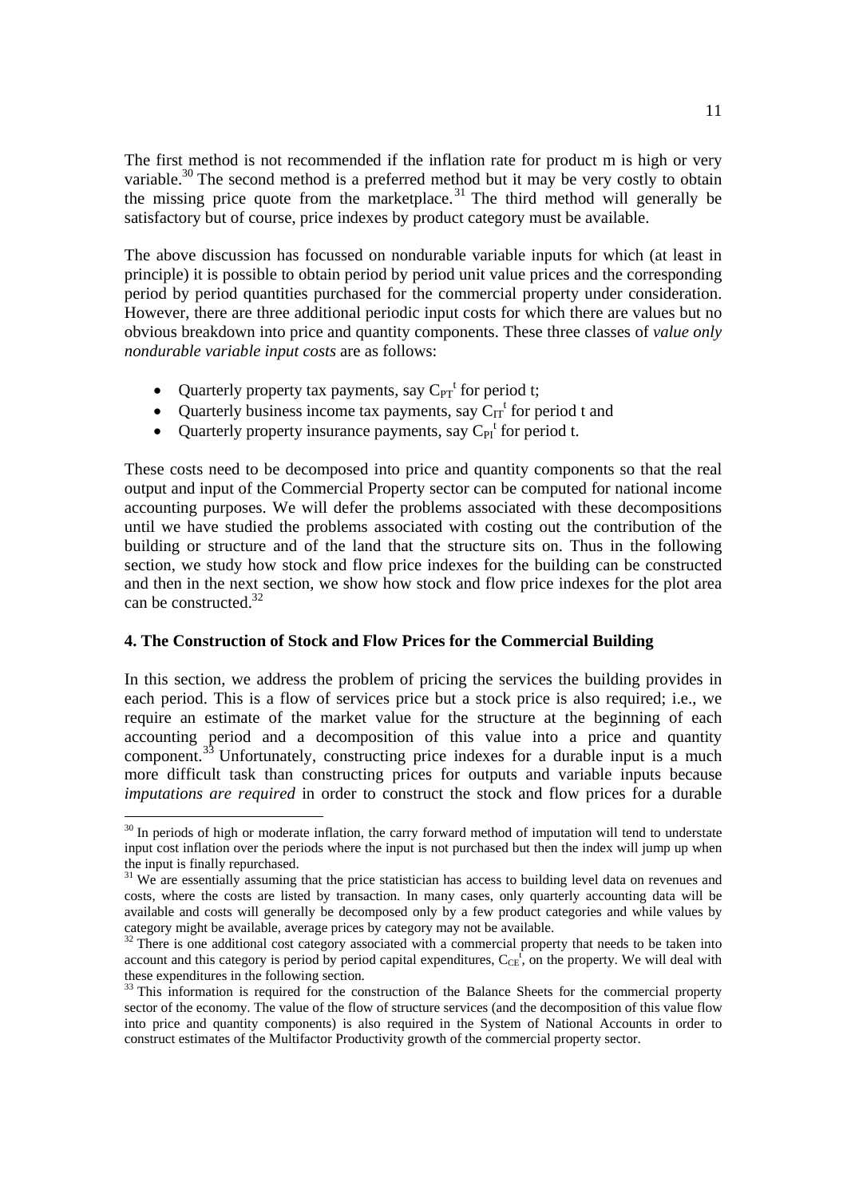The first method is not recommended if the inflation rate for product m is high or very variable.[30] The second method is a preferred method but it may be very costly to obtain the missing price quote from the marketplace.[31] The third method will generally be satisfactory but of course, price indexes by product category must be available.

The above discussion has focussed on nondurable variable inputs for which (at least in principle) it is possible to obtain period by period unit value prices and the corresponding period by period quantities purchased for the commercial property under consideration. However, there are three additional periodic input costs for which there are values but no obvious breakdown into price and quantity components. These three classes of *value only nondurable variable input costs* are as follows:

- Quarterly property tax payments, say $C_{PT}^{t}$ for period t;
- Quarterly business income tax payments, say $C_{IT}^{t}$ for period t and
- Quarterly property insurance payments, say $C_{PI}^{t}$ for period t.

These costs need to be decomposed into price and quantity components so that the real output and input of the Commercial Property sector can be computed for national income accounting purposes. We will defer the problems associated with these decompositions until we have studied the problems associated with costing out the contribution of the building or structure and of the land that the structure sits on. Thus in the following section, we study how stock and flow price indexes for the building can be constructed and then in the next section, we show how stock and flow price indexes for the plot area can be constructed.[32]

### 4. The Construction of Stock and Flow Prices for the Commercial Building

In this section, we address the problem of pricing the services the building provides in each period. This is a flow of services price but a stock price is also required; i.e., we require an estimate of the market value for the structure at the beginning of each accounting period and a decomposition of this value into a price and quantity component.[33] Unfortunately, constructing price indexes for a durable input is a much more difficult task than constructing prices for outputs and variable inputs because *imputations are required* in order to construct the stock and flow prices for a durable

---

[30] In periods of high or moderate inflation, the carry forward method of imputation will tend to understate input cost inflation over the periods where the input is not purchased but then the index will jump up when the input is finally repurchased.

[31] We are essentially assuming that the price statistician has access to building level data on revenues and costs, where the costs are listed by transaction. In many cases, only quarterly accounting data will be available and costs will generally be decomposed only by a few product categories and while values by category might be available, average prices by category may not be available.

[32] There is one additional cost category associated with a commercial property that needs to be taken into account and this category is period by period capital expenditures, $C_{CE}^{t}$, on the property. We will deal with these expenditures in the following section.

[33] This information is required for the construction of the Balance Sheets for the commercial property sector of the economy. The value of the flow of structure services (and the decomposition of this value flow into price and quantity components) is also required in the System of National Accounts in order to construct estimates of the Multifactor Productivity growth of the commercial property sector.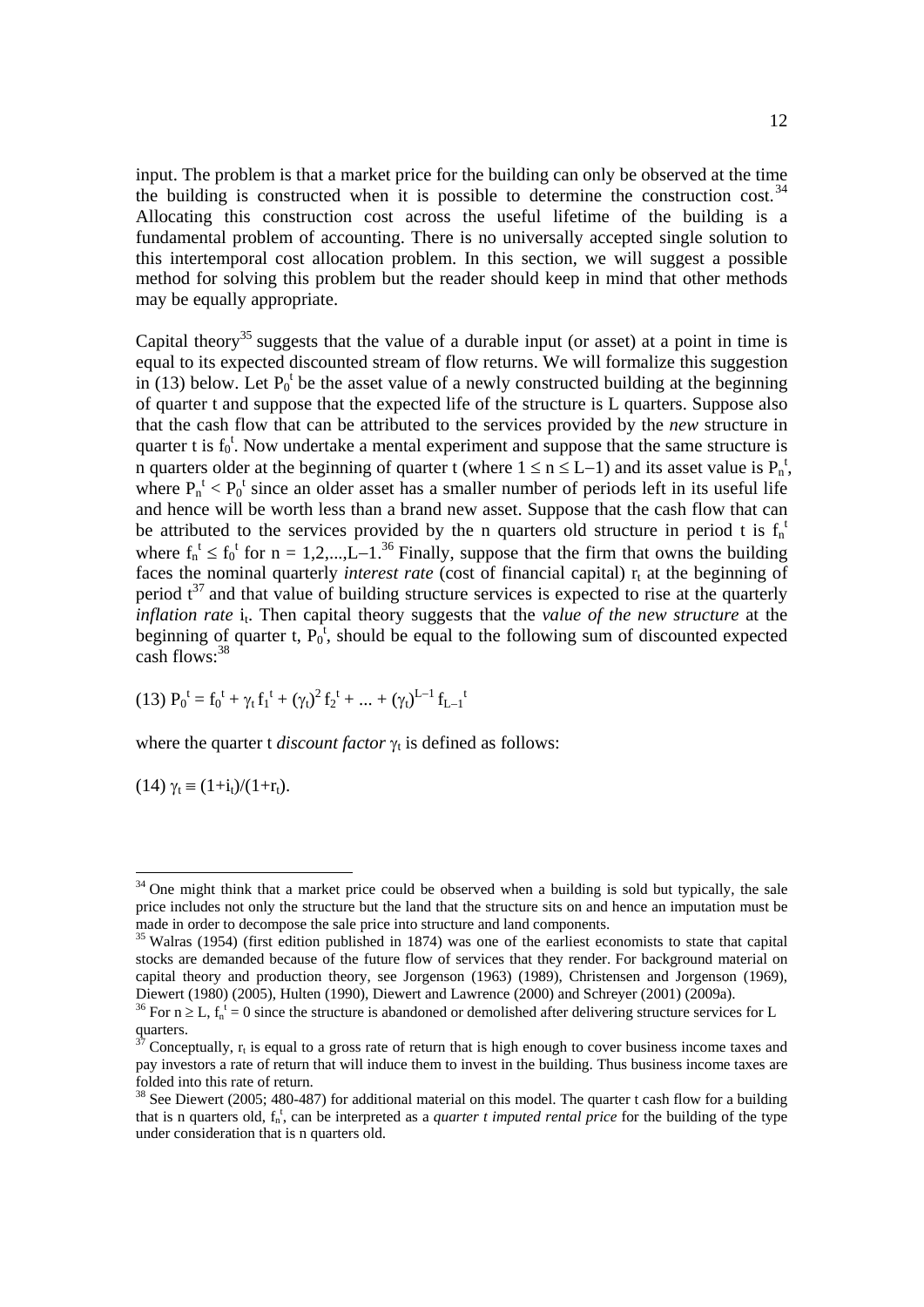input. The problem is that a market price for the building can only be observed at the time the building is constructed when it is possible to determine the construction cost.[34] Allocating this construction cost across the useful lifetime of the building is a fundamental problem of accounting. There is no universally accepted single solution to this intertemporal cost allocation problem. In this section, we will suggest a possible method for solving this problem but the reader should keep in mind that other methods may be equally appropriate.

Capital theory[35] suggests that the value of a durable input (or asset) at a point in time is equal to its expected discounted stream of flow returns. We will formalize this suggestion in (13) below. Let $P_0^t$ be the asset value of a newly constructed building at the beginning of quarter t and suppose that the expected life of the structure is L quarters. Suppose also that the cash flow that can be attributed to the services provided by the *new* structure in quarter t is $f_0^t$. Now undertake a mental experiment and suppose that the same structure is n quarters older at the beginning of quarter t (where $1 \leq n \leq L-1$) and its asset value is $P_n^t$, where $P_n^t < P_0^t$ since an older asset has a smaller number of periods left in its useful life and hence will be worth less than a brand new asset. Suppose that the cash flow that can be attributed to the services provided by the n quarters old structure in period t is $f_n^t$ where $f_n^t \leq f_0^t$ for $n = 1,2,...,L-1$.[36] Finally, suppose that the firm that owns the building faces the nominal quarterly *interest rate* (cost of financial capital) $r_t$ at the beginning of period t[37] and that value of building structure services is expected to rise at the quarterly *inflation rate* $i_t$. Then capital theory suggests that the *value of the new structure* at the beginning of quarter t, $P_0^t$, should be equal to the following sum of discounted expected cash flows:[38]

$$(13)\ P_0^t = f_0^t + \gamma_t f_1^t + (\gamma_t)^2 f_2^t + ... + (\gamma_t)^{L-1} f_{L-1}^t$$

where the quarter t *discount factor* $\gamma_t$ is defined as follows:

$$(14)\ \gamma_t \equiv (1+i_t)/(1+r_t).$$

---

[34] One might think that a market price could be observed when a building is sold but typically, the sale price includes not only the structure but the land that the structure sits on and hence an imputation must be made in order to decompose the sale price into structure and land components.

[35] Walras (1954) (first edition published in 1874) was one of the earliest economists to state that capital stocks are demanded because of the future flow of services that they render. For background material on capital theory and production theory, see Jorgenson (1963) (1989), Christensen and Jorgenson (1969), Diewert (1980) (2005), Hulten (1990), Diewert and Lawrence (2000) and Schreyer (2001) (2009a).

[36] For $n \geq L$, $f_n^t = 0$ since the structure is abandoned or demolished after delivering structure services for L quarters.

[37] Conceptually, $r_t$ is equal to a gross rate of return that is high enough to cover business income taxes and pay investors a rate of return that will induce them to invest in the building. Thus business income taxes are folded into this rate of return.

[38] See Diewert (2005; 480-487) for additional material on this model. The quarter t cash flow for a building that is n quarters old, $f_n^t$, can be interpreted as a *quarter t imputed rental price* for the building of the type under consideration that is n quarters old.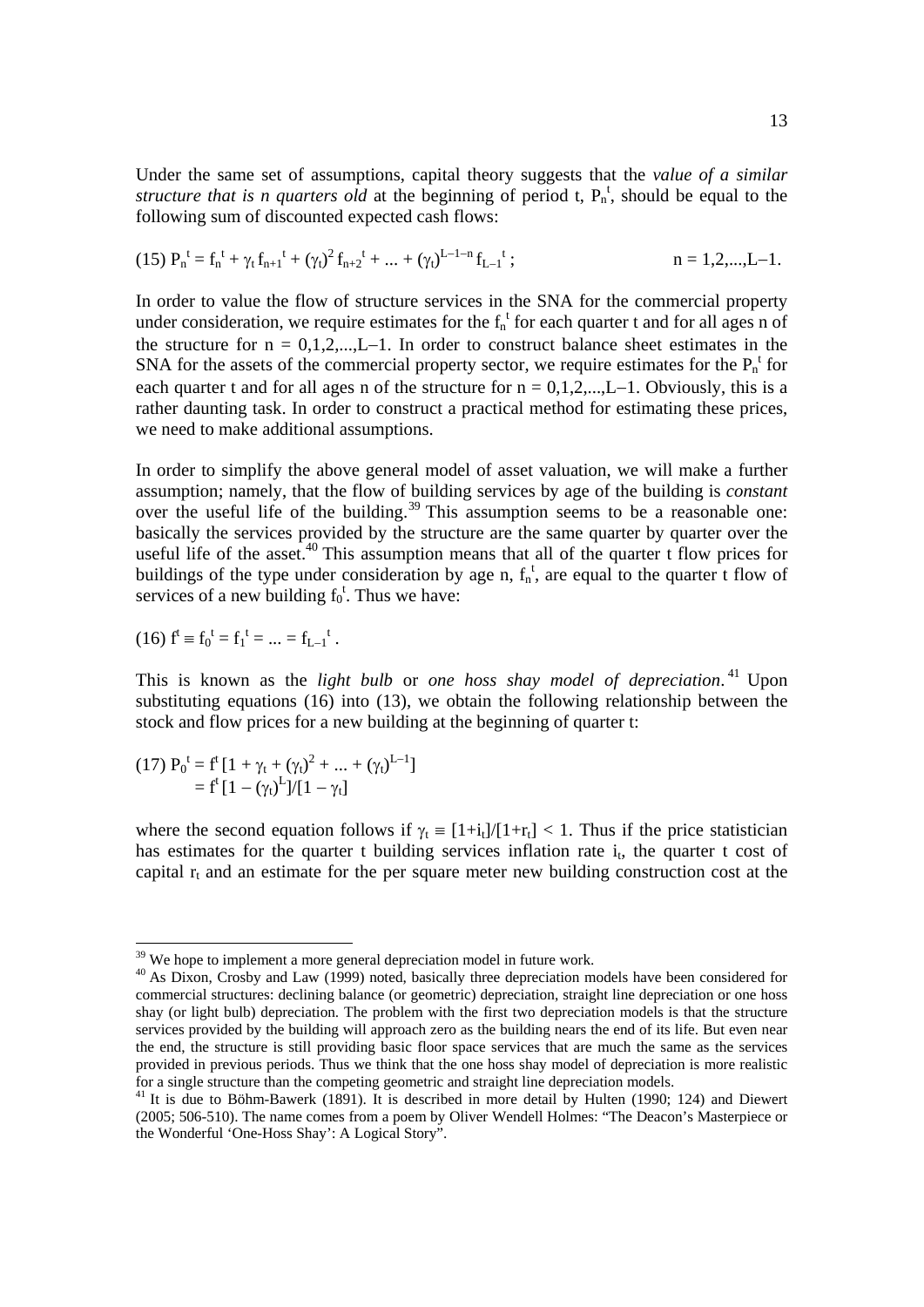Under the same set of assumptions, capital theory suggests that the *value of a similar structure that is n quarters old* at the beginning of period t, $P_n^t$, should be equal to the following sum of discounted expected cash flows:

$$(15)\ P_n^t = f_n^t + \gamma_t f_{n+1}^t + (\gamma_t)^2 f_{n+2}^t + ... + (\gamma_t)^{L-1-n} f_{L-1}^t\ ; \qquad n = 1,2,...,L-1.$$

In order to value the flow of structure services in the SNA for the commercial property under consideration, we require estimates for the $f_n^t$ for each quarter t and for all ages n of the structure for $n = 0,1,2,...,L-1$. In order to construct balance sheet estimates in the SNA for the assets of the commercial property sector, we require estimates for the $P_n^t$ for each quarter t and for all ages n of the structure for $n = 0,1,2,...,L-1$. Obviously, this is a rather daunting task. In order to construct a practical method for estimating these prices, we need to make additional assumptions.

In order to simplify the above general model of asset valuation, we will make a further assumption; namely, that the flow of building services by age of the building is *constant* over the useful life of the building.[39] This assumption seems to be a reasonable one: basically the services provided by the structure are the same quarter by quarter over the useful life of the asset.[40] This assumption means that all of the quarter t flow prices for buildings of the type under consideration by age n, $f_n^t$, are equal to the quarter t flow of services of a new building $f_0^t$. Thus we have:

$$(16)\ f^t \equiv f_0^t = f_1^t = ... = f_{L-1}^t\ .$$

This is known as the *light bulb* or *one hoss shay model of depreciation*.[41] Upon substituting equations (16) into (13), we obtain the following relationship between the stock and flow prices for a new building at the beginning of quarter t:

$$(17)\ P_0^t = f^t [1 + \gamma_t + (\gamma_t)^2 + ... + (\gamma_t)^{L-1}]$$
$$= f^t [1 - (\gamma_t)^L]/[1 - \gamma_t]$$

where the second equation follows if $\gamma_t \equiv [1+i_t]/[1+r_t] < 1$. Thus if the price statistician has estimates for the quarter t building services inflation rate $i_t$, the quarter t cost of capital $r_t$ and an estimate for the per square meter new building construction cost at the

---

[39] We hope to implement a more general depreciation model in future work.

[40] As Dixon, Crosby and Law (1999) noted, basically three depreciation models have been considered for commercial structures: declining balance (or geometric) depreciation, straight line depreciation or one hoss shay (or light bulb) depreciation. The problem with the first two depreciation models is that the structure services provided by the building will approach zero as the building nears the end of its life. But even near the end, the structure is still providing basic floor space services that are much the same as the services provided in previous periods. Thus we think that the one hoss shay model of depreciation is more realistic for a single structure than the competing geometric and straight line depreciation models.

[41] It is due to Böhm-Bawerk (1891). It is described in more detail by Hulten (1990; 124) and Diewert (2005; 506-510). The name comes from a poem by Oliver Wendell Holmes: "The Deacon's Masterpiece or the Wonderful 'One-Hoss Shay': A Logical Story".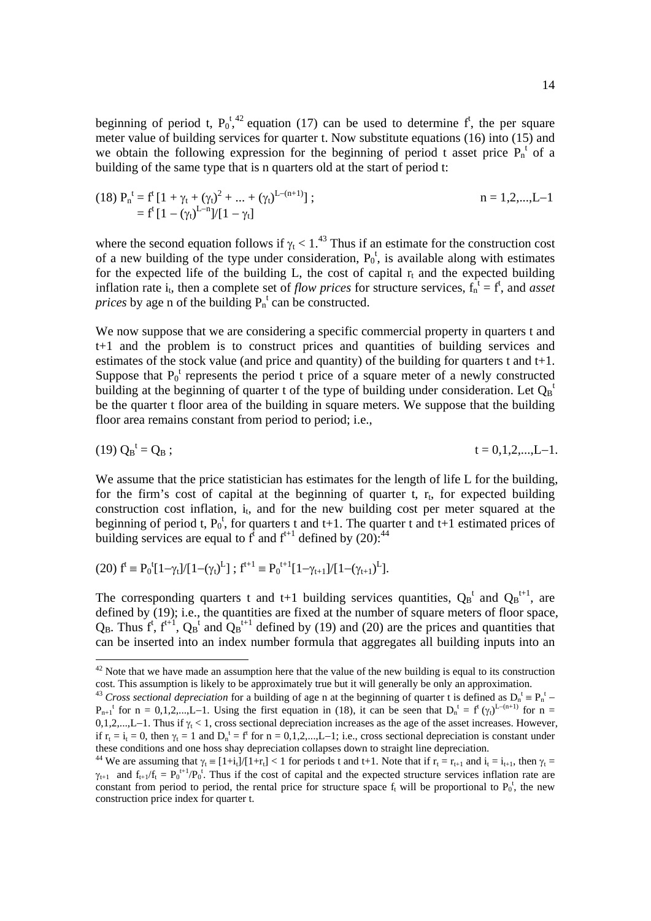beginning of period t, $P_0^t$,[42] equation (17) can be used to determine $f^t$, the per square meter value of building services for quarter t. Now substitute equations (16) into (15) and we obtain the following expression for the beginning of period t asset price $P_n^t$ of a building of the same type that is n quarters old at the start of period t:

$$
\begin{aligned}
(18)\ P_n^t &= f^t\,[1 + \gamma_t + (\gamma_t)^2 + ... + (\gamma_t)^{L-(n+1)}]\ ; \qquad\qquad n = 1,2,...,L-1 \\
&= f^t\,[1 - (\gamma_t)^{L-n}]/[1 - \gamma_t]
\end{aligned}
$$

where the second equation follows if $\gamma_t < 1$.[43] Thus if an estimate for the construction cost of a new building of the type under consideration, $P_0^t$, is available along with estimates for the expected life of the building L, the cost of capital $r_t$ and the expected building inflation rate $i_t$, then a complete set of *flow prices* for structure services, $f_n^t = f^t$, and *asset prices* by age n of the building $P_n^t$ can be constructed.

We now suppose that we are considering a specific commercial property in quarters t and t+1 and the problem is to construct prices and quantities of building services and estimates of the stock value (and price and quantity) of the building for quarters t and t+1. Suppose that $P_0^t$ represents the period t price of a square meter of a newly constructed building at the beginning of quarter t of the type of building under consideration. Let $Q_B^t$ be the quarter t floor area of the building in square meters. We suppose that the building floor area remains constant from period to period; i.e.,

$$
(19)\ Q_B^t = Q_B\ ; \qquad\qquad t = 0,1,2,...,L-1.
$$

We assume that the price statistician has estimates for the length of life L for the building, for the firm's cost of capital at the beginning of quarter t, $r_t$, for expected building construction cost inflation, $i_t$, and for the new building cost per meter squared at the beginning of period t, $P_0^t$, for quarters t and t+1. The quarter t and t+1 estimated prices of building services are equal to $f^t$ and $f^{t+1}$ defined by (20):[44]

$$
(20)\ f^t \equiv P_0^t[1-\gamma_t]/[1-(\gamma_t)^L]\ ;\ f^{t+1} \equiv P_0^{t+1}[1-\gamma_{t+1}]/[1-(\gamma_{t+1})^L].
$$

The corresponding quarters t and t+1 building services quantities, $Q_B^t$ and $Q_B^{t+1}$, are defined by (19); i.e., the quantities are fixed at the number of square meters of floor space, $Q_B$. Thus $f^t$, $f^{t+1}$, $Q_B^t$ and $Q_B^{t+1}$ defined by (19) and (20) are the prices and quantities that can be inserted into an index number formula that aggregates all building inputs into an

---

[42] Note that we have made an assumption here that the value of the new building is equal to its construction cost. This assumption is likely to be approximately true but it will generally be only an approximation.

[43] *Cross sectional depreciation* for a building of age n at the beginning of quarter t is defined as $D_n^t \equiv P_n^t - P_{n+1}^t$ for $n = 0,1,2,...,L-1$. Using the first equation in (18), it can be seen that $D_n^t = f^t\,(\gamma_t)^{L-(n+1)}$ for $n = 0,1,2,...,L-1$. Thus if $\gamma_t < 1$, cross sectional depreciation increases as the age of the asset increases. However, if $r_t = i_t = 0$, then $\gamma_t = 1$ and $D_n^t = f^t$ for $n = 0,1,2,...,L-1$; i.e., cross sectional depreciation is constant under these conditions and one hoss shay depreciation collapses down to straight line depreciation.

[44] We are assuming that $\gamma_t \equiv [1+i_t]/[1+r_t] < 1$ for periods t and t+1. Note that if $r_t = r_{t+1}$ and $i_t = i_{t+1}$, then $\gamma_t = \gamma_{t+1}$ and $f_{t+1}/f_t = P_0^{t+1}/P_0^t$. Thus if the cost of capital and the expected structure services inflation rate are constant from period to period, the rental price for structure space $f_t$ will be proportional to $P_0^t$, the new construction price index for quarter t.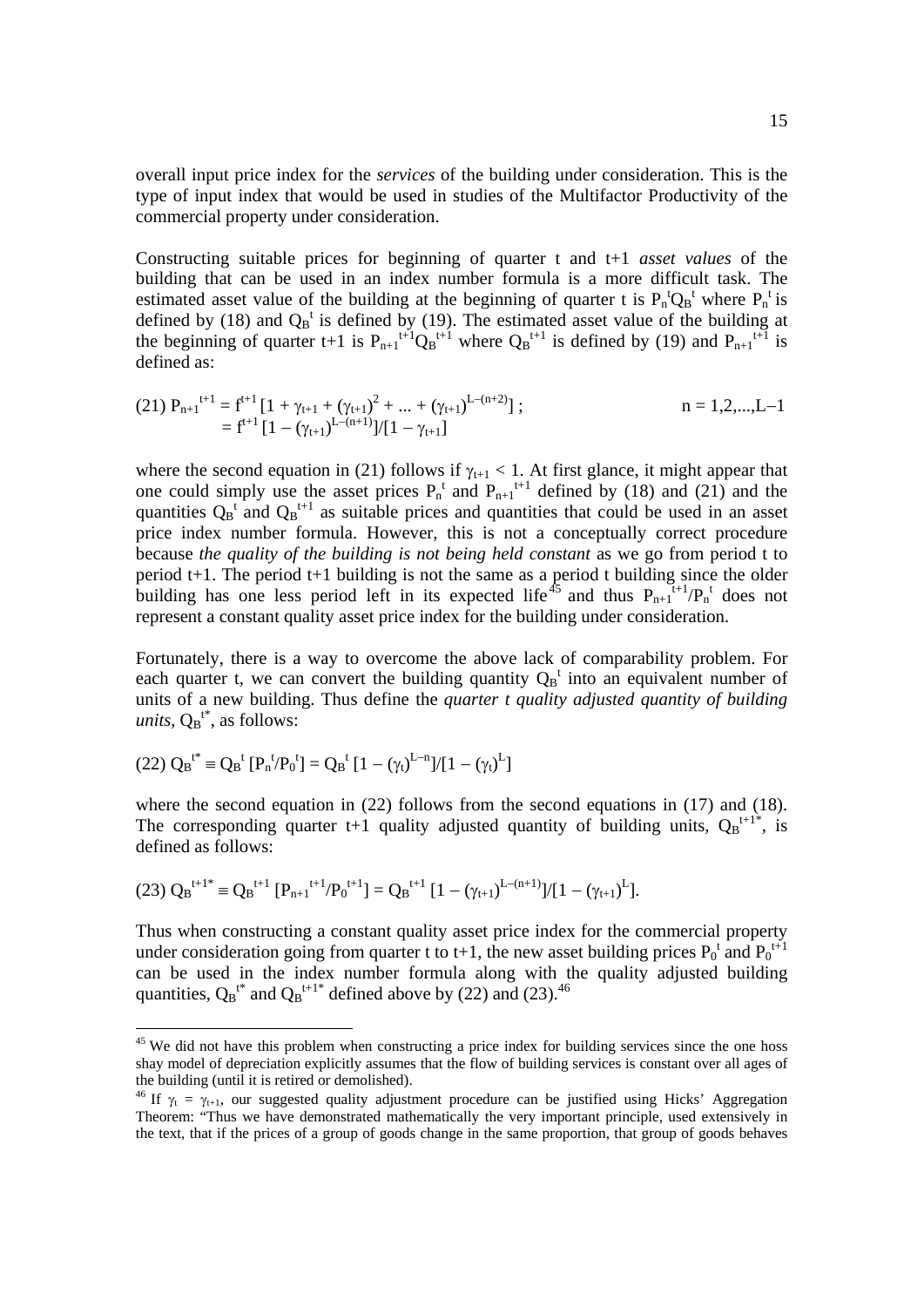overall input price index for the *services* of the building under consideration. This is the type of input index that would be used in studies of the Multifactor Productivity of the commercial property under consideration.

Constructing suitable prices for beginning of quarter t and t+1 *asset values* of the building that can be used in an index number formula is a more difficult task. The estimated asset value of the building at the beginning of quarter t is $P_n^tQ_B^t$ where $P_n^t$ is defined by (18) and $Q_B^t$ is defined by (19). The estimated asset value of the building at the beginning of quarter t+1 is $P_{n+1}^{t+1}Q_B^{t+1}$ where $Q_B^{t+1}$ is defined by (19) and $P_{n+1}^{t+1}$ is defined as:

$$(21)\ P_{n+1}^{t+1} = f^{t+1}[1 + \gamma_{t+1} + (\gamma_{t+1})^2 + ... + (\gamma_{t+1})^{L-(n+2)}]\ ; \qquad n = 1,2,...,L-1$$
$$= f^{t+1}[1 - (\gamma_{t+1})^{L-(n+1)}]/[1 - \gamma_{t+1}]$$

where the second equation in (21) follows if $\gamma_{t+1} < 1$. At first glance, it might appear that one could simply use the asset prices $P_n^t$ and $P_{n+1}^{t+1}$ defined by (18) and (21) and the quantities $Q_B^t$ and $Q_B^{t+1}$ as suitable prices and quantities that could be used in an asset price index number formula. However, this is not a conceptually correct procedure because *the quality of the building is not being held constant* as we go from period t to period t+1. The period t+1 building is not the same as a period t building since the older building has one less period left in its expected life[45] and thus $P_{n+1}^{t+1}/P_n^t$ does not represent a constant quality asset price index for the building under consideration.

Fortunately, there is a way to overcome the above lack of comparability problem. For each quarter t, we can convert the building quantity $Q_B^t$ into an equivalent number of units of a new building. Thus define the *quarter t quality adjusted quantity of building units,* $Q_B^{t*}$, as follows:

$$(22)\ Q_B^{t*} \equiv Q_B^t\,[P_n^t/P_0^t] = Q_B^t\,[1 - (\gamma_t)^{L-n}]/[1 - (\gamma_t)^L]$$

where the second equation in (22) follows from the second equations in (17) and (18). The corresponding quarter t+1 quality adjusted quantity of building units, $Q_B^{t+1*}$, is defined as follows:

$$(23)\ Q_B^{t+1*} \equiv Q_B^{t+1}\,[P_{n+1}^{t+1}/P_0^{t+1}] = Q_B^{t+1}\,[1 - (\gamma_{t+1})^{L-(n+1)}]/[1 - (\gamma_{t+1})^L].$$

Thus when constructing a constant quality asset price index for the commercial property under consideration going from quarter t to t+1, the new asset building prices $P_0^t$ and $P_0^{t+1}$ can be used in the index number formula along with the quality adjusted building quantities, $Q_B^{t*}$ and $Q_B^{t+1*}$ defined above by (22) and (23).[46]

---

[45] We did not have this problem when constructing a price index for building services since the one hoss shay model of depreciation explicitly assumes that the flow of building services is constant over all ages of the building (until it is retired or demolished).

[46] If $\gamma_t = \gamma_{t+1}$, our suggested quality adjustment procedure can be justified using Hicks' Aggregation Theorem: "Thus we have demonstrated mathematically the very important principle, used extensively in the text, that if the prices of a group of goods change in the same proportion, that group of goods behaves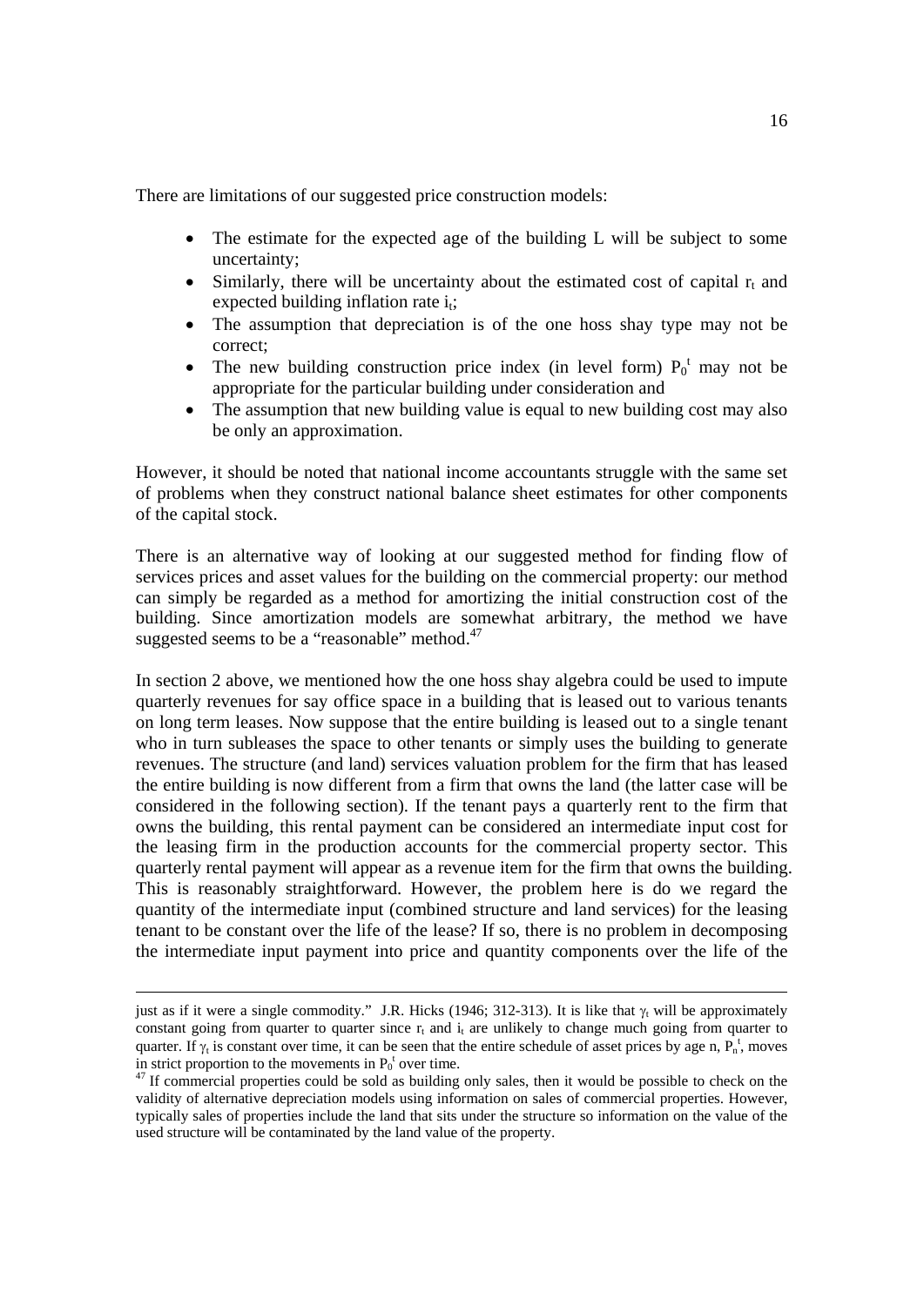There are limitations of our suggested price construction models:

- The estimate for the expected age of the building L will be subject to some uncertainty;
- Similarly, there will be uncertainty about the estimated cost of capital $r_t$ and expected building inflation rate $i_t$;
- The assumption that depreciation is of the one hoss shay type may not be correct;
- The new building construction price index (in level form) $P_0^t$ may not be appropriate for the particular building under consideration and
- The assumption that new building value is equal to new building cost may also be only an approximation.

However, it should be noted that national income accountants struggle with the same set of problems when they construct national balance sheet estimates for other components of the capital stock.

There is an alternative way of looking at our suggested method for finding flow of services prices and asset values for the building on the commercial property: our method can simply be regarded as a method for amortizing the initial construction cost of the building. Since amortization models are somewhat arbitrary, the method we have suggested seems to be a "reasonable" method.[47]

In section 2 above, we mentioned how the one hoss shay algebra could be used to impute quarterly revenues for say office space in a building that is leased out to various tenants on long term leases. Now suppose that the entire building is leased out to a single tenant who in turn subleases the space to other tenants or simply uses the building to generate revenues. The structure (and land) services valuation problem for the firm that has leased the entire building is now different from a firm that owns the land (the latter case will be considered in the following section). If the tenant pays a quarterly rent to the firm that owns the building, this rental payment can be considered an intermediate input cost for the leasing firm in the production accounts for the commercial property sector. This quarterly rental payment will appear as a revenue item for the firm that owns the building. This is reasonably straightforward. However, the problem here is do we regard the quantity of the intermediate input (combined structure and land services) for the leasing tenant to be constant over the life of the lease? If so, there is no problem in decomposing the intermediate input payment into price and quantity components over the life of the

---

just as if it were a single commodity." J.R. Hicks (1946; 312-313). It is like that $\gamma_t$ will be approximately constant going from quarter to quarter since $r_t$ and $i_t$ are unlikely to change much going from quarter to quarter. If $\gamma_t$ is constant over time, it can be seen that the entire schedule of asset prices by age n, $P_n^t$, moves in strict proportion to the movements in $P_0^t$ over time.

[47] If commercial properties could be sold as building only sales, then it would be possible to check on the validity of alternative depreciation models using information on sales of commercial properties. However, typically sales of properties include the land that sits under the structure so information on the value of the used structure will be contaminated by the land value of the property.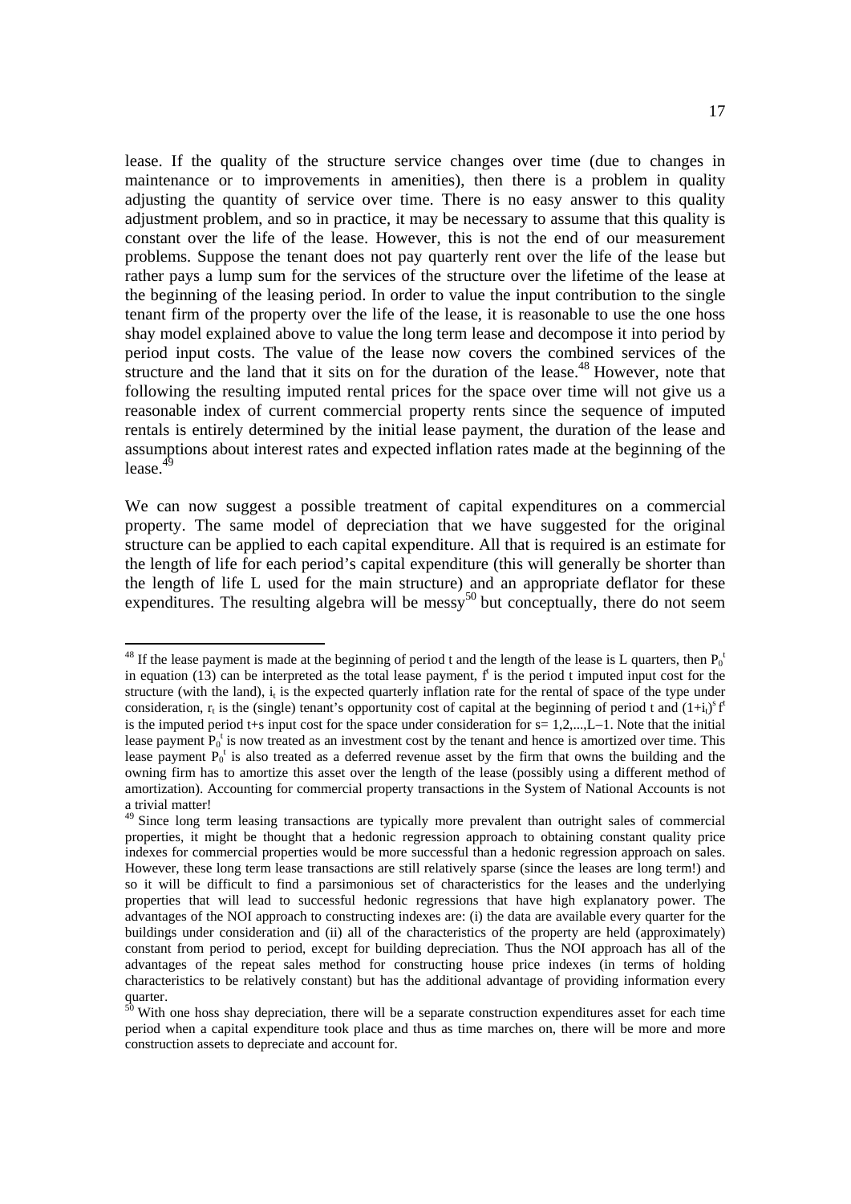lease. If the quality of the structure service changes over time (due to changes in maintenance or to improvements in amenities), then there is a problem in quality adjusting the quantity of service over time. There is no easy answer to this quality adjustment problem, and so in practice, it may be necessary to assume that this quality is constant over the life of the lease. However, this is not the end of our measurement problems. Suppose the tenant does not pay quarterly rent over the life of the lease but rather pays a lump sum for the services of the structure over the lifetime of the lease at the beginning of the leasing period. In order to value the input contribution to the single tenant firm of the property over the life of the lease, it is reasonable to use the one hoss shay model explained above to value the long term lease and decompose it into period by period input costs. The value of the lease now covers the combined services of the structure and the land that it sits on for the duration of the lease.[48] However, note that following the resulting imputed rental prices for the space over time will not give us a reasonable index of current commercial property rents since the sequence of imputed rentals is entirely determined by the initial lease payment, the duration of the lease and assumptions about interest rates and expected inflation rates made at the beginning of the lease.[49]

We can now suggest a possible treatment of capital expenditures on a commercial property. The same model of depreciation that we have suggested for the original structure can be applied to each capital expenditure. All that is required is an estimate for the length of life for each period's capital expenditure (this will generally be shorter than the length of life L used for the main structure) and an appropriate deflator for these expenditures. The resulting algebra will be messy[50] but conceptually, there do not seem

---

[48] If the lease payment is made at the beginning of period t and the length of the lease is L quarters, then $P_0^t$ in equation (13) can be interpreted as the total lease payment, $f^t$ is the period t imputed input cost for the structure (with the land), $i_t$ is the expected quarterly inflation rate for the rental of space of the type under consideration, $r_t$ is the (single) tenant's opportunity cost of capital at the beginning of period t and $(1+i_t)^s f^t$ is the imputed period t+s input cost for the space under consideration for $s = 1,2,...,L-1$. Note that the initial lease payment $P_0^t$ is now treated as an investment cost by the tenant and hence is amortized over time. This lease payment $P_0^t$ is also treated as a deferred revenue asset by the firm that owns the building and the owning firm has to amortize this asset over the length of the lease (possibly using a different method of amortization). Accounting for commercial property transactions in the System of National Accounts is not a trivial matter!

[49] Since long term leasing transactions are typically more prevalent than outright sales of commercial properties, it might be thought that a hedonic regression approach to obtaining constant quality price indexes for commercial properties would be more successful than a hedonic regression approach on sales. However, these long term lease transactions are still relatively sparse (since the leases are long term!) and so it will be difficult to find a parsimonious set of characteristics for the leases and the underlying properties that will lead to successful hedonic regressions that have high explanatory power. The advantages of the NOI approach to constructing indexes are: (i) the data are available every quarter for the buildings under consideration and (ii) all of the characteristics of the property are held (approximately) constant from period to period, except for building depreciation. Thus the NOI approach has all of the advantages of the repeat sales method for constructing house price indexes (in terms of holding characteristics to be relatively constant) but has the additional advantage of providing information every quarter.

[50] With one hoss shay depreciation, there will be a separate construction expenditures asset for each time period when a capital expenditure took place and thus as time marches on, there will be more and more construction assets to depreciate and account for.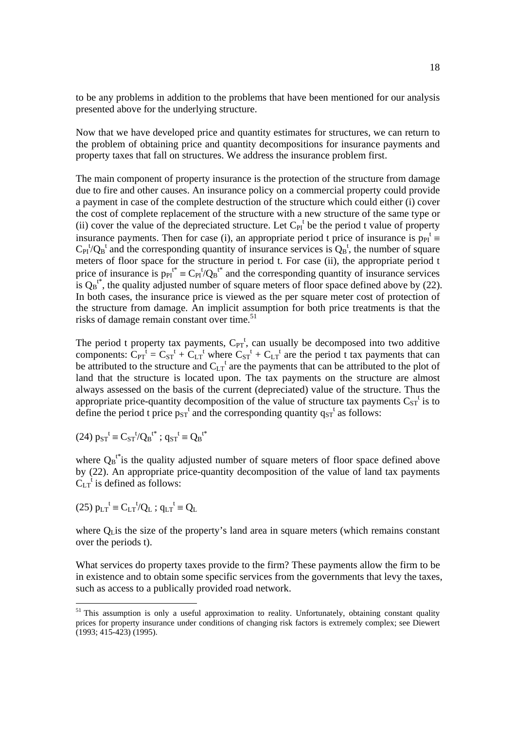to be any problems in addition to the problems that have been mentioned for our analysis presented above for the underlying structure.

Now that we have developed price and quantity estimates for structures, we can return to the problem of obtaining price and quantity decompositions for insurance payments and property taxes that fall on structures. We address the insurance problem first.

The main component of property insurance is the protection of the structure from damage due to fire and other causes. An insurance policy on a commercial property could provide a payment in case of the complete destruction of the structure which could either (i) cover the cost of complete replacement of the structure with a new structure of the same type or (ii) cover the value of the depreciated structure. Let $C_{PI}^t$ be the period t value of property insurance payments. Then for case (i), an appropriate period t price of insurance is $p_{PI}^t \equiv C_{PI}^t/Q_B^t$ and the corresponding quantity of insurance services is $Q_B^t$, the number of square meters of floor space for the structure in period t. For case (ii), the appropriate period t price of insurance is $p_{PI}^{t*} \equiv C_{PI}^t/Q_B^{t*}$ and the corresponding quantity of insurance services is $Q_B^{t*}$, the quality adjusted number of square meters of floor space defined above by (22). In both cases, the insurance price is viewed as the per square meter cost of protection of the structure from damage. An implicit assumption for both price treatments is that the risks of damage remain constant over time.[51]

The period t property tax payments, $C_{PT}^t$, can usually be decomposed into two additive components: $C_{PT}^t = C_{ST}^t + C_{LT}^t$ where $C_{ST}^t + C_{LT}^t$ are the period t tax payments that can be attributed to the structure and $C_{LT}^t$ are the payments that can be attributed to the plot of land that the structure is located upon. The tax payments on the structure are almost always assessed on the basis of the current (depreciated) value of the structure. Thus the appropriate price-quantity decomposition of the value of structure tax payments $C_{ST}^t$ is to define the period t price $p_{ST}^t$ and the corresponding quantity $q_{ST}^t$ as follows:

$$(24)\ p_{ST}^t \equiv C_{ST}^t/Q_B^{t*}\ ;\ q_{ST}^t \equiv Q_B^{t*}$$

where $Q_B^{t*}$ is the quality adjusted number of square meters of floor space defined above by (22). An appropriate price-quantity decomposition of the value of land tax payments $C_{LT}^t$ is defined as follows:

$$(25)\ p_{LT}^t \equiv C_{LT}^t/Q_L\ ;\ q_{LT}^t \equiv Q_L$$

where $Q_L$ is the size of the property's land area in square meters (which remains constant over the periods t).

What services do property taxes provide to the firm? These payments allow the firm to be in existence and to obtain some specific services from the governments that levy the taxes, such as access to a publically provided road network.

---

[51] This assumption is only a useful approximation to reality. Unfortunately, obtaining constant quality prices for property insurance under conditions of changing risk factors is extremely complex; see Diewert (1993; 415-423) (1995).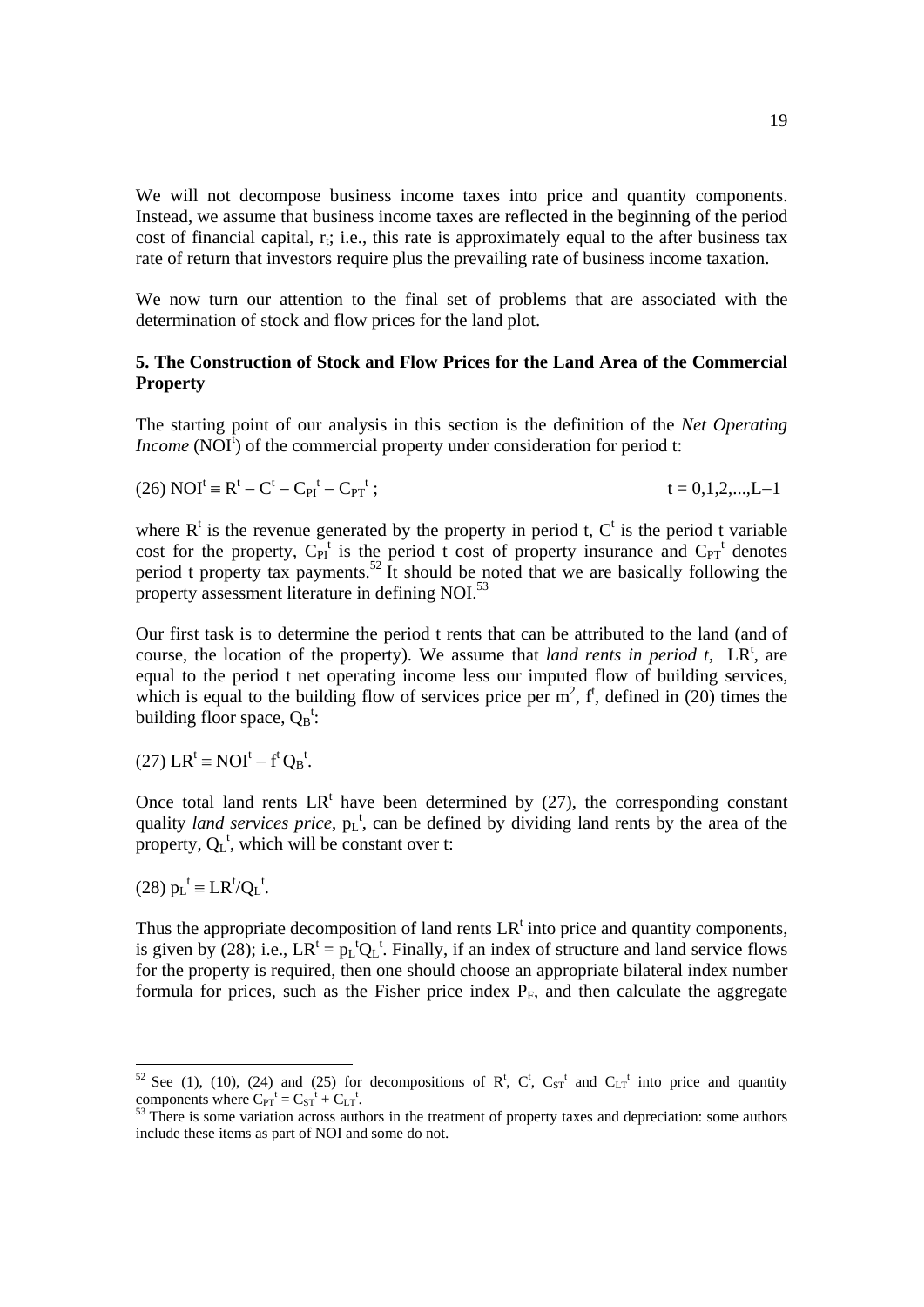We will not decompose business income taxes into price and quantity components. Instead, we assume that business income taxes are reflected in the beginning of the period cost of financial capital, $r_t$; i.e., this rate is approximately equal to the after business tax rate of return that investors require plus the prevailing rate of business income taxation.

We now turn our attention to the final set of problems that are associated with the determination of stock and flow prices for the land plot.

## 5. The Construction of Stock and Flow Prices for the Land Area of the Commercial Property

The starting point of our analysis in this section is the definition of the *Net Operating Income* ($NOI^t$) of the commercial property under consideration for period t:

$$(26)\ NOI^t \equiv R^t - C^t - C_{PI}{}^t - C_{PT}{}^t\ ; \qquad t = 0,1,2,...,L-1$$

where $R^t$ is the revenue generated by the property in period t, $C^t$ is the period t variable cost for the property, $C_{PI}{}^t$ is the period t cost of property insurance and $C_{PT}{}^t$ denotes period t property tax payments.[52] It should be noted that we are basically following the property assessment literature in defining NOI.[53]

Our first task is to determine the period t rents that can be attributed to the land (and of course, the location of the property). We assume that *land rents in period t*, $LR^t$, are equal to the period t net operating income less our imputed flow of building services, which is equal to the building flow of services price per $m^2$, $f^t$, defined in (20) times the building floor space, $Q_B{}^t$:

$$(27)\ LR^t \equiv NOI^t - f^t Q_B{}^t.$$

Once total land rents $LR^t$ have been determined by (27), the corresponding constant quality *land services price*, $p_L{}^t$, can be defined by dividing land rents by the area of the property, $Q_L{}^t$, which will be constant over t:

$$(28)\ p_L{}^t \equiv LR^t/Q_L{}^t.$$

Thus the appropriate decomposition of land rents $LR^t$ into price and quantity components, is given by (28); i.e., $LR^t = p_L{}^t Q_L{}^t$. Finally, if an index of structure and land service flows for the property is required, then one should choose an appropriate bilateral index number formula for prices, such as the Fisher price index $P_F$, and then calculate the aggregate

---

[52] See (1), (10), (24) and (25) for decompositions of $R^t$, $C^t$, $C_{ST}{}^t$ and $C_{LT}{}^t$ into price and quantity components where $C_{PT}{}^t = C_{ST}{}^t + C_{LT}{}^t$.

[53] There is some variation across authors in the treatment of property taxes and depreciation: some authors include these items as part of NOI and some do not.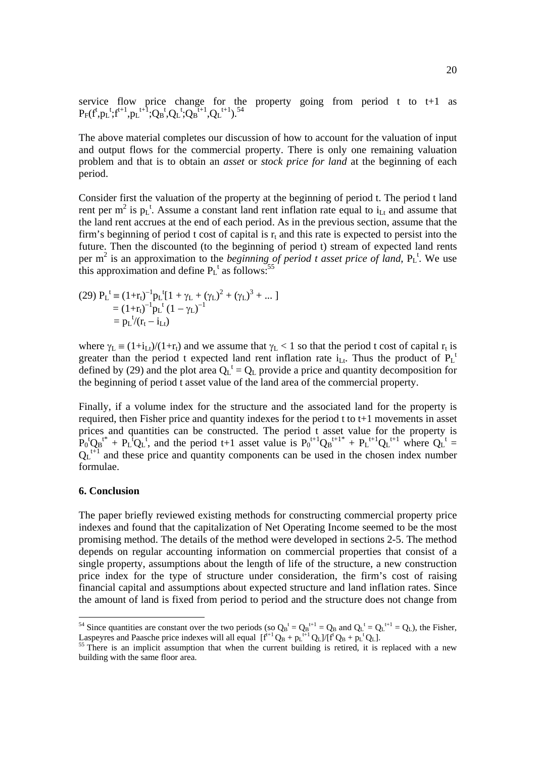service flow price change for the property going from period t to t+1 as $P_F(f^t,p_L{}^t;f^{t+1},p_L{}^{t+1};Q_B{}^t,Q_L{}^t;Q_B{}^{t+1},Q_L{}^{t+1})$.[54]

The above material completes our discussion of how to account for the valuation of input and output flows for the commercial property. There is only one remaining valuation problem and that is to obtain an *asset* or *stock price for land* at the beginning of each period.

Consider first the valuation of the property at the beginning of period t. The period t land rent per m[2] is $p_L{}^t$. Assume a constant land rent inflation rate equal to $i_{Lt}$ and assume that the land rent accrues at the end of each period. As in the previous section, assume that the firm's beginning of period t cost of capital is $r_t$ and this rate is expected to persist into the future. Then the discounted (to the beginning of period t) stream of expected land rents per m[2] is an approximation to the *beginning of period t asset price of land*, $P_L{}^t$. We use this approximation and define $P_L{}^t$ as follows:[55]

$$
\begin{aligned}
(29)\ P_L{}^t &\equiv (1+r_t)^{-1}p_L{}^t[1 + \gamma_L + (\gamma_L)^2 + (\gamma_L)^3 + \ldots\ ] \\
&= (1+r_t)^{-1}p_L{}^t\,(1 - \gamma_L)^{-1} \\
&= p_L{}^t/(r_t - i_{Lt})
\end{aligned}
$$

where $\gamma_L \equiv (1+i_{Lt})/(1+r_t)$ and we assume that $\gamma_L < 1$ so that the period t cost of capital $r_t$ is greater than the period t expected land rent inflation rate $i_{Lt}$. Thus the product of $P_L{}^t$ defined by (29) and the plot area $Q_L{}^t = Q_L$ provide a price and quantity decomposition for the beginning of period t asset value of the land area of the commercial property.

Finally, if a volume index for the structure and the associated land for the property is required, then Fisher price and quantity indexes for the period t to t+1 movements in asset prices and quantities can be constructed. The period t asset value for the property is $P_0{}^tQ_B{}^{t*} + P_L{}^tQ_L{}^t$, and the period t+1 asset value is $P_0{}^{t+1}Q_B{}^{t+1*} + P_L{}^{t+1}Q_L{}^{t+1}$ where $Q_L{}^t = Q_L{}^{t+1}$ and these price and quantity components can be used in the chosen index number formulae.

## 6. Conclusion

The paper briefly reviewed existing methods for constructing commercial property price indexes and found that the capitalization of Net Operating Income seemed to be the most promising method. The details of the method were developed in sections 2-5. The method depends on regular accounting information on commercial properties that consist of a single property, assumptions about the length of life of the structure, a new construction price index for the type of structure under consideration, the firm's cost of raising financial capital and assumptions about expected structure and land inflation rates. Since the amount of land is fixed from period to period and the structure does not change from

---

[54] Since quantities are constant over the two periods (so $Q_B{}^t = Q_B{}^{t+1} = Q_B$ and $Q_L{}^t = Q_L{}^{t+1} = Q_L$), the Fisher, Laspeyres and Paasche price indexes will all equal $[f^{t+1}Q_B + p_L{}^{t+1}Q_L]/[f^tQ_B + p_L{}^tQ_L]$.

[55] There is an implicit assumption that when the current building is retired, it is replaced with a new building with the same floor area.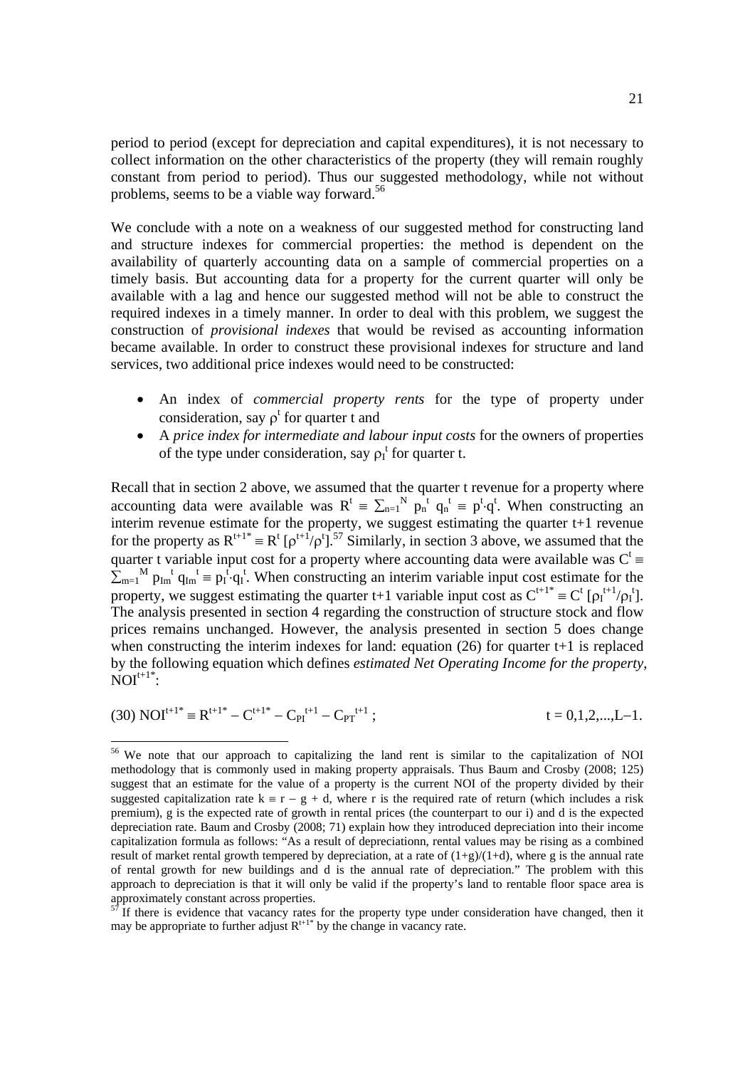period to period (except for depreciation and capital expenditures), it is not necessary to collect information on the other characteristics of the property (they will remain roughly constant from period to period). Thus our suggested methodology, while not without problems, seems to be a viable way forward.[56]

We conclude with a note on a weakness of our suggested method for constructing land and structure indexes for commercial properties: the method is dependent on the availability of quarterly accounting data on a sample of commercial properties on a timely basis. But accounting data for a property for the current quarter will only be available with a lag and hence our suggested method will not be able to construct the required indexes in a timely manner. In order to deal with this problem, we suggest the construction of *provisional indexes* that would be revised as accounting information became available. In order to construct these provisional indexes for structure and land services, two additional price indexes would need to be constructed:

- An index of *commercial property rents* for the type of property under consideration, say $\rho^t$ for quarter t and
- A *price index for intermediate and labour input costs* for the owners of properties of the type under consideration, say $\rho_I^t$ for quarter t.

Recall that in section 2 above, we assumed that the quarter t revenue for a property where accounting data were available was $R^t \equiv \sum_{n=1}^N p_n^t q_n^t \equiv p^t \cdot q^t$. When constructing an interim revenue estimate for the property, we suggest estimating the quarter t+1 revenue for the property as $R^{t+1*} \equiv R^t [\rho^{t+1}/\rho^t]$.[57] Similarly, in section 3 above, we assumed that the quarter t variable input cost for a property where accounting data were available was $C^t \equiv \sum_{m=1}^M p_{Im}^t q_{Im}^t \equiv p_I^t \cdot q_I^t$. When constructing an interim variable input cost estimate for the property, we suggest estimating the quarter t+1 variable input cost as $C^{t+1*} \equiv C^t [\rho_I^{t+1}/\rho_I^t]$. The analysis presented in section 4 regarding the construction of structure stock and flow prices remains unchanged. However, the analysis presented in section 5 does change when constructing the interim indexes for land: equation (26) for quarter t+1 is replaced by the following equation which defines *estimated Net Operating Income for the property*, $NOI^{t+1*}$:

$$(30)\ NOI^{t+1*} \equiv R^{t+1*} - C^{t+1*} - C_{PI}^{t+1} - C_{PT}^{t+1}\ ; \qquad t = 0,1,2,...,L-1.$$

---

[56] We note that our approach to capitalizing the land rent is similar to the capitalization of NOI methodology that is commonly used in making property appraisals. Thus Baum and Crosby (2008; 125) suggest that an estimate for the value of a property is the current NOI of the property divided by their suggested capitalization rate $k \equiv r - g + d$, where r is the required rate of return (which includes a risk premium), g is the expected rate of growth in rental prices (the counterpart to our i) and d is the expected depreciation rate. Baum and Crosby (2008; 71) explain how they introduced depreciation into their income capitalization formula as follows: "As a result of depreciationn, rental values may be rising as a combined result of market rental growth tempered by depreciation, at a rate of $(1+g)/(1+d)$, where g is the annual rate of rental growth for new buildings and d is the annual rate of depreciation." The problem with this approach to depreciation is that it will only be valid if the property's land to rentable floor space area is approximately constant across properties.

[57] If there is evidence that vacancy rates for the property type under consideration have changed, then it may be appropriate to further adjust $R^{t+1*}$ by the change in vacancy rate.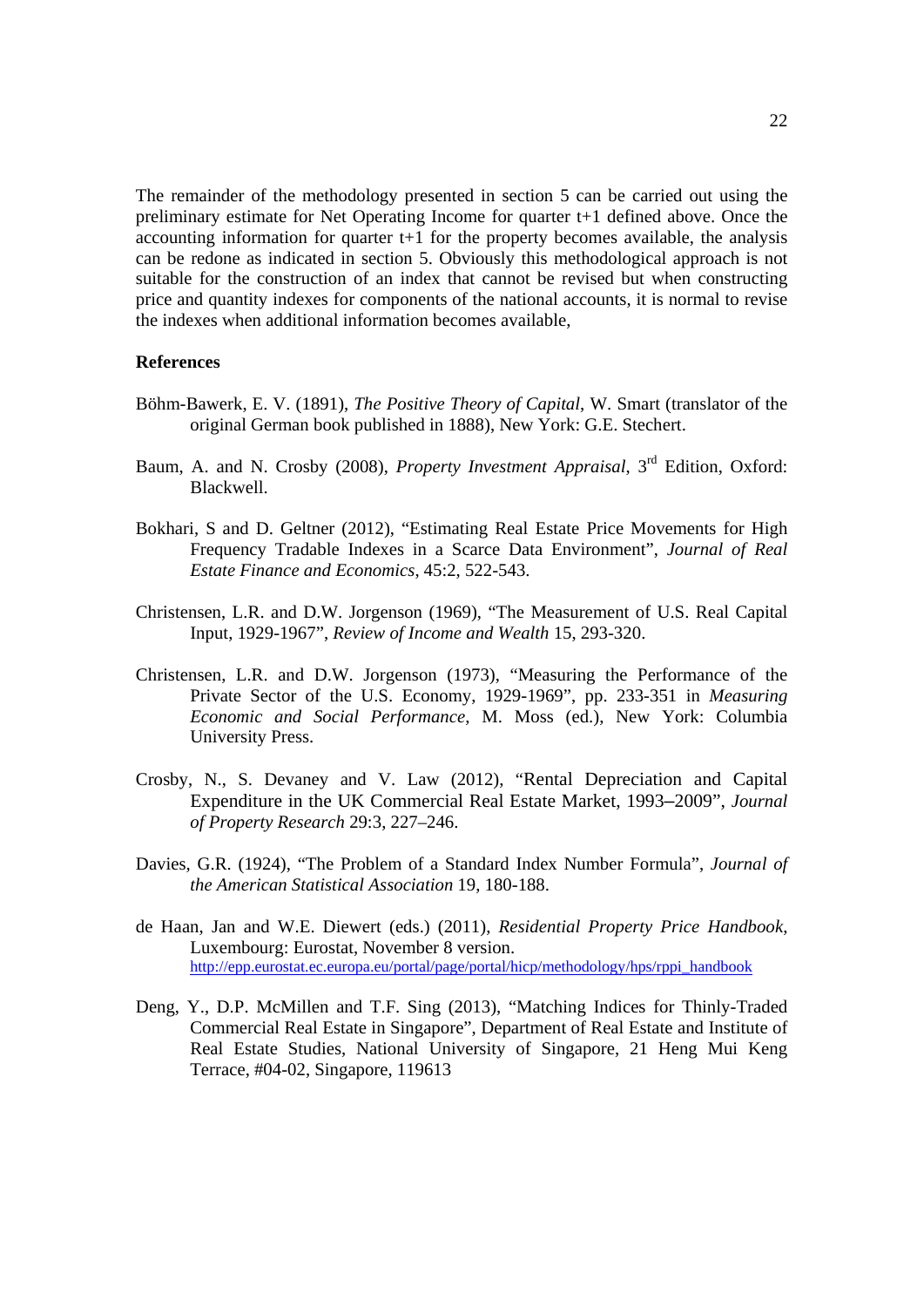The remainder of the methodology presented in section 5 can be carried out using the preliminary estimate for Net Operating Income for quarter t+1 defined above. Once the accounting information for quarter t+1 for the property becomes available, the analysis can be redone as indicated in section 5. Obviously this methodological approach is not suitable for the construction of an index that cannot be revised but when constructing price and quantity indexes for components of the national accounts, it is normal to revise the indexes when additional information becomes available,

**References**

Böhm-Bawerk, E. V. (1891), *The Positive Theory of Capital*, W. Smart (translator of the original German book published in 1888), New York: G.E. Stechert.

Baum, A. and N. Crosby (2008), *Property Investment Appraisal*, 3rd Edition, Oxford: Blackwell.

Bokhari, S and D. Geltner (2012), "Estimating Real Estate Price Movements for High Frequency Tradable Indexes in a Scarce Data Environment", *Journal of Real Estate Finance and Economics*, 45:2, 522-543.

Christensen, L.R. and D.W. Jorgenson (1969), "The Measurement of U.S. Real Capital Input, 1929-1967", *Review of Income and Wealth* 15, 293-320.

Christensen, L.R. and D.W. Jorgenson (1973), "Measuring the Performance of the Private Sector of the U.S. Economy, 1929-1969", pp. 233-351 in *Measuring Economic and Social Performance*, M. Moss (ed.), New York: Columbia University Press.

Crosby, N., S. Devaney and V. Law (2012), "Rental Depreciation and Capital Expenditure in the UK Commercial Real Estate Market, 1993–2009", *Journal of Property Research* 29:3, 227–246.

Davies, G.R. (1924), "The Problem of a Standard Index Number Formula", *Journal of the American Statistical Association* 19, 180-188.

de Haan, Jan and W.E. Diewert (eds.) (2011), *Residential Property Price Handbook*, Luxembourg: Eurostat, November 8 version. http://epp.eurostat.ec.europa.eu/portal/page/portal/hicp/methodology/hps/rppi_handbook

Deng, Y., D.P. McMillen and T.F. Sing (2013), "Matching Indices for Thinly-Traded Commercial Real Estate in Singapore", Department of Real Estate and Institute of Real Estate Studies, National University of Singapore, 21 Heng Mui Keng Terrace, #04-02, Singapore, 119613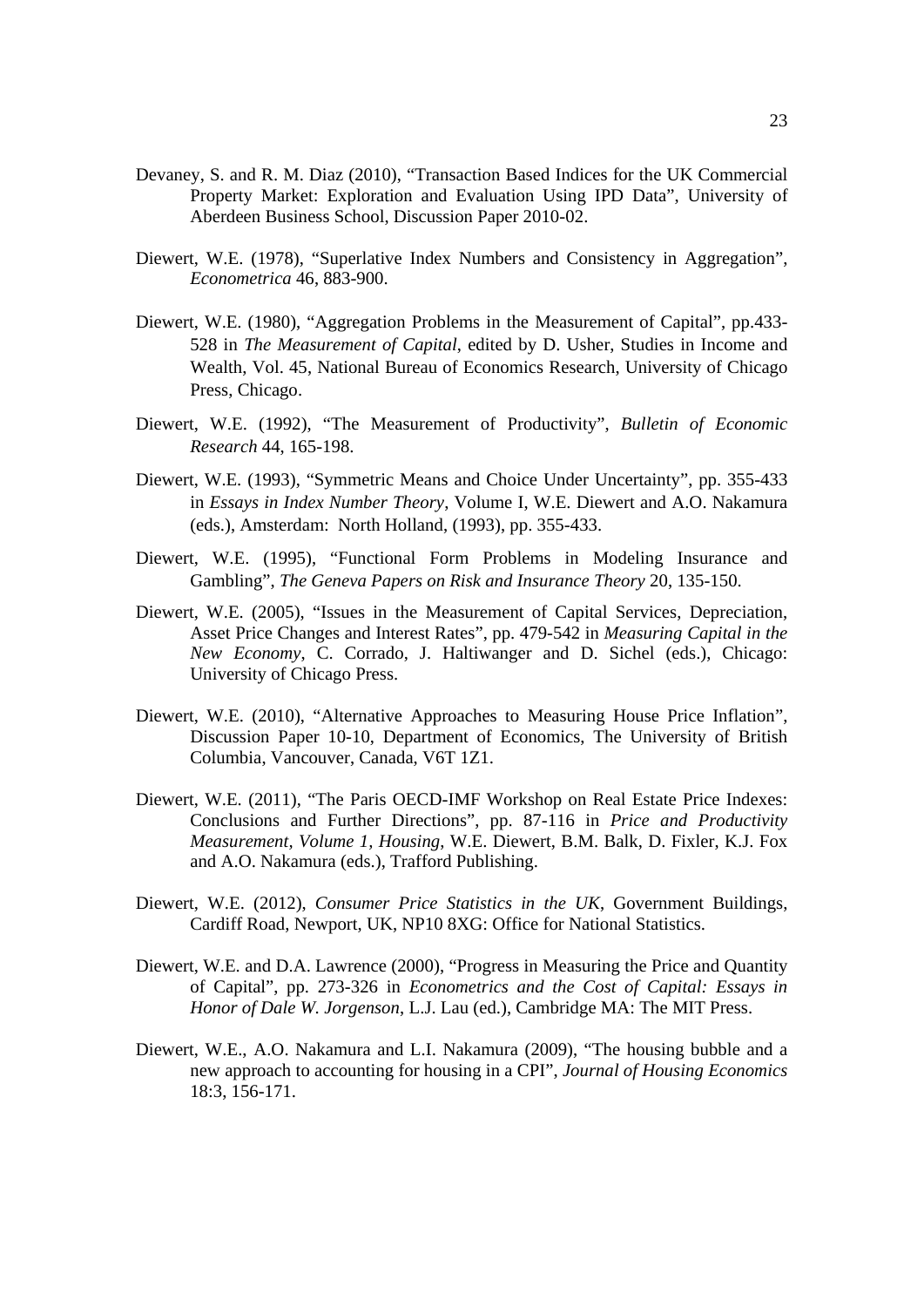Devaney, S. and R. M. Diaz (2010), "Transaction Based Indices for the UK Commercial Property Market: Exploration and Evaluation Using IPD Data", University of Aberdeen Business School, Discussion Paper 2010-02.

Diewert, W.E. (1978), "Superlative Index Numbers and Consistency in Aggregation", *Econometrica* 46, 883-900.

Diewert, W.E. (1980), "Aggregation Problems in the Measurement of Capital", pp.433-528 in *The Measurement of Capital*, edited by D. Usher, Studies in Income and Wealth, Vol. 45, National Bureau of Economics Research, University of Chicago Press, Chicago.

Diewert, W.E. (1992), "The Measurement of Productivity", *Bulletin of Economic Research* 44, 165-198.

Diewert, W.E. (1993), "Symmetric Means and Choice Under Uncertainty", pp. 355-433 in *Essays in Index Number Theory*, Volume I, W.E. Diewert and A.O. Nakamura (eds.), Amsterdam: North Holland, (1993), pp. 355-433.

Diewert, W.E. (1995), "Functional Form Problems in Modeling Insurance and Gambling", *The Geneva Papers on Risk and Insurance Theory* 20, 135-150.

Diewert, W.E. (2005), "Issues in the Measurement of Capital Services, Depreciation, Asset Price Changes and Interest Rates", pp. 479-542 in *Measuring Capital in the New Economy*, C. Corrado, J. Haltiwanger and D. Sichel (eds.), Chicago: University of Chicago Press.

Diewert, W.E. (2010), "Alternative Approaches to Measuring House Price Inflation", Discussion Paper 10-10, Department of Economics, The University of British Columbia, Vancouver, Canada, V6T 1Z1.

Diewert, W.E. (2011), "The Paris OECD-IMF Workshop on Real Estate Price Indexes: Conclusions and Further Directions", pp. 87-116 in *Price and Productivity Measurement, Volume 1, Housing*, W.E. Diewert, B.M. Balk, D. Fixler, K.J. Fox and A.O. Nakamura (eds.), Trafford Publishing.

Diewert, W.E. (2012), *Consumer Price Statistics in the UK*, Government Buildings, Cardiff Road, Newport, UK, NP10 8XG: Office for National Statistics.

Diewert, W.E. and D.A. Lawrence (2000), "Progress in Measuring the Price and Quantity of Capital", pp. 273-326 in *Econometrics and the Cost of Capital: Essays in Honor of Dale W. Jorgenson*, L.J. Lau (ed.), Cambridge MA: The MIT Press.

Diewert, W.E., A.O. Nakamura and L.I. Nakamura (2009), "The housing bubble and a new approach to accounting for housing in a CPI", *Journal of Housing Economics* 18:3, 156-171.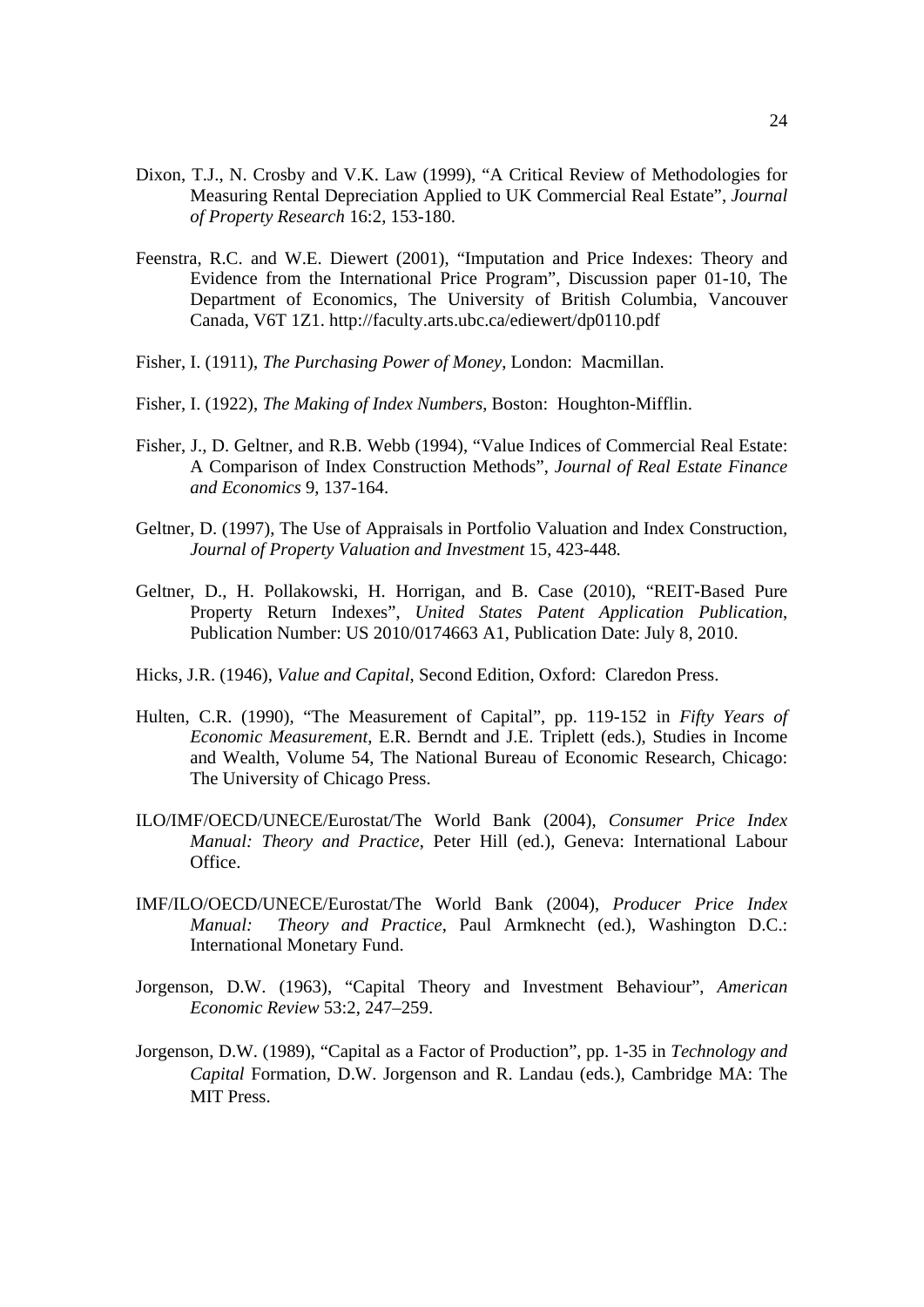Dixon, T.J., N. Crosby and V.K. Law (1999), “A Critical Review of Methodologies for Measuring Rental Depreciation Applied to UK Commercial Real Estate”, *Journal of Property Research* 16:2, 153-180.

Feenstra, R.C. and W.E. Diewert (2001), “Imputation and Price Indexes: Theory and Evidence from the International Price Program”, Discussion paper 01-10, The Department of Economics, The University of British Columbia, Vancouver Canada, V6T 1Z1. http://faculty.arts.ubc.ca/ediewert/dp0110.pdf

Fisher, I. (1911), *The Purchasing Power of Money*, London: Macmillan.

Fisher, I. (1922), *The Making of Index Numbers*, Boston: Houghton-Mifflin.

Fisher, J., D. Geltner, and R.B. Webb (1994), “Value Indices of Commercial Real Estate: A Comparison of Index Construction Methods”, *Journal of Real Estate Finance and Economics* 9, 137-164.

Geltner, D. (1997), The Use of Appraisals in Portfolio Valuation and Index Construction, *Journal of Property Valuation and Investment* 15, 423-448.

Geltner, D., H. Pollakowski, H. Horrigan, and B. Case (2010), “REIT-Based Pure Property Return Indexes”, *United States Patent Application Publication*, Publication Number: US 2010/0174663 A1, Publication Date: July 8, 2010.

Hicks, J.R. (1946), *Value and Capital*, Second Edition, Oxford: Claredon Press.

Hulten, C.R. (1990), “The Measurement of Capital”, pp. 119-152 in *Fifty Years of Economic Measurement*, E.R. Berndt and J.E. Triplett (eds.), Studies in Income and Wealth, Volume 54, The National Bureau of Economic Research, Chicago: The University of Chicago Press.

ILO/IMF/OECD/UNECE/Eurostat/The World Bank (2004), *Consumer Price Index Manual: Theory and Practice*, Peter Hill (ed.), Geneva: International Labour Office.

IMF/ILO/OECD/UNECE/Eurostat/The World Bank (2004), *Producer Price Index Manual: Theory and Practice*, Paul Armknecht (ed.), Washington D.C.: International Monetary Fund.

Jorgenson, D.W. (1963), “Capital Theory and Investment Behaviour”, *American Economic Review* 53:2, 247–259.

Jorgenson, D.W. (1989), “Capital as a Factor of Production”, pp. 1-35 in *Technology and Capital* Formation, D.W. Jorgenson and R. Landau (eds.), Cambridge MA: The MIT Press.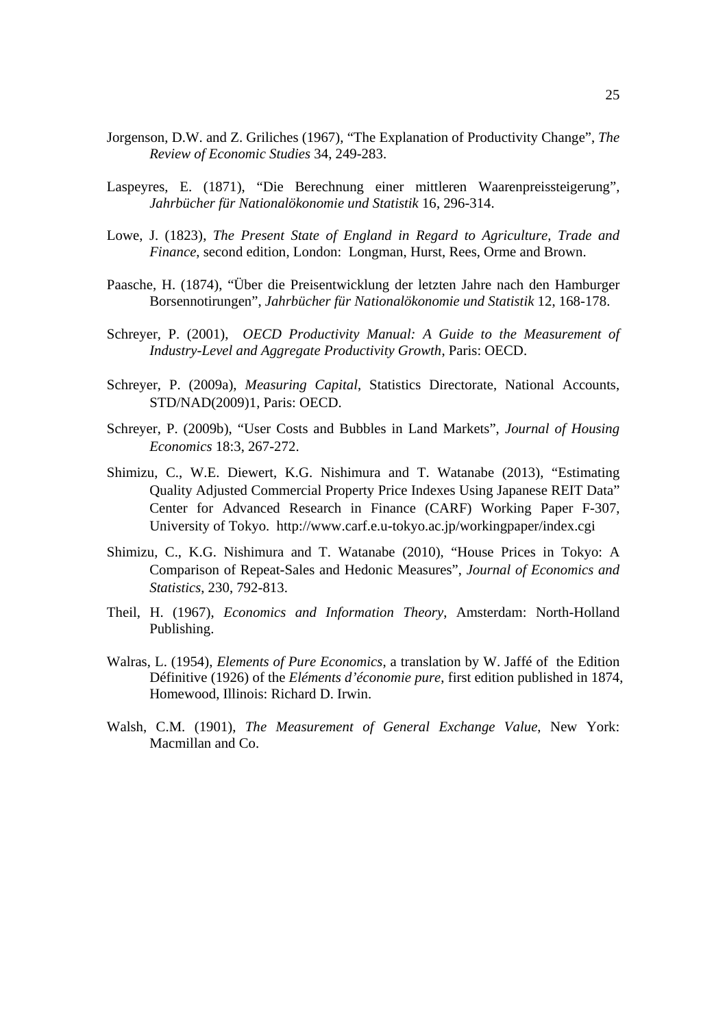Jorgenson, D.W. and Z. Griliches (1967), "The Explanation of Productivity Change", *The Review of Economic Studies* 34, 249-283.

Laspeyres, E. (1871), "Die Berechnung einer mittleren Waarenpreissteigerung", *Jahrbücher für Nationalökonomie und Statistik* 16, 296-314.

Lowe, J. (1823), *The Present State of England in Regard to Agriculture, Trade and Finance*, second edition, London: Longman, Hurst, Rees, Orme and Brown.

Paasche, H. (1874), "Über die Preisentwicklung der letzten Jahre nach den Hamburger Borsennotirungen", *Jahrbücher für Nationalökonomie und Statistik* 12, 168-178.

Schreyer, P. (2001), *OECD Productivity Manual: A Guide to the Measurement of Industry-Level and Aggregate Productivity Growth*, Paris: OECD.

Schreyer, P. (2009a), *Measuring Capital*, Statistics Directorate, National Accounts, STD/NAD(2009)1, Paris: OECD.

Schreyer, P. (2009b), "User Costs and Bubbles in Land Markets", *Journal of Housing Economics* 18:3, 267-272.

Shimizu, C., W.E. Diewert, K.G. Nishimura and T. Watanabe (2013), "Estimating Quality Adjusted Commercial Property Price Indexes Using Japanese REIT Data" Center for Advanced Research in Finance (CARF) Working Paper F-307, University of Tokyo. http://www.carf.e.u-tokyo.ac.jp/workingpaper/index.cgi

Shimizu, C., K.G. Nishimura and T. Watanabe (2010), "House Prices in Tokyo: A Comparison of Repeat-Sales and Hedonic Measures", *Journal of Economics and Statistics*, 230, 792-813.

Theil, H. (1967), *Economics and Information Theory*, Amsterdam: North-Holland Publishing.

Walras, L. (1954), *Elements of Pure Economics*, a translation by W. Jaffé of the Edition Définitive (1926) of the *Eléments d'économie pure*, first edition published in 1874, Homewood, Illinois: Richard D. Irwin.

Walsh, C.M. (1901), *The Measurement of General Exchange Value*, New York: Macmillan and Co.